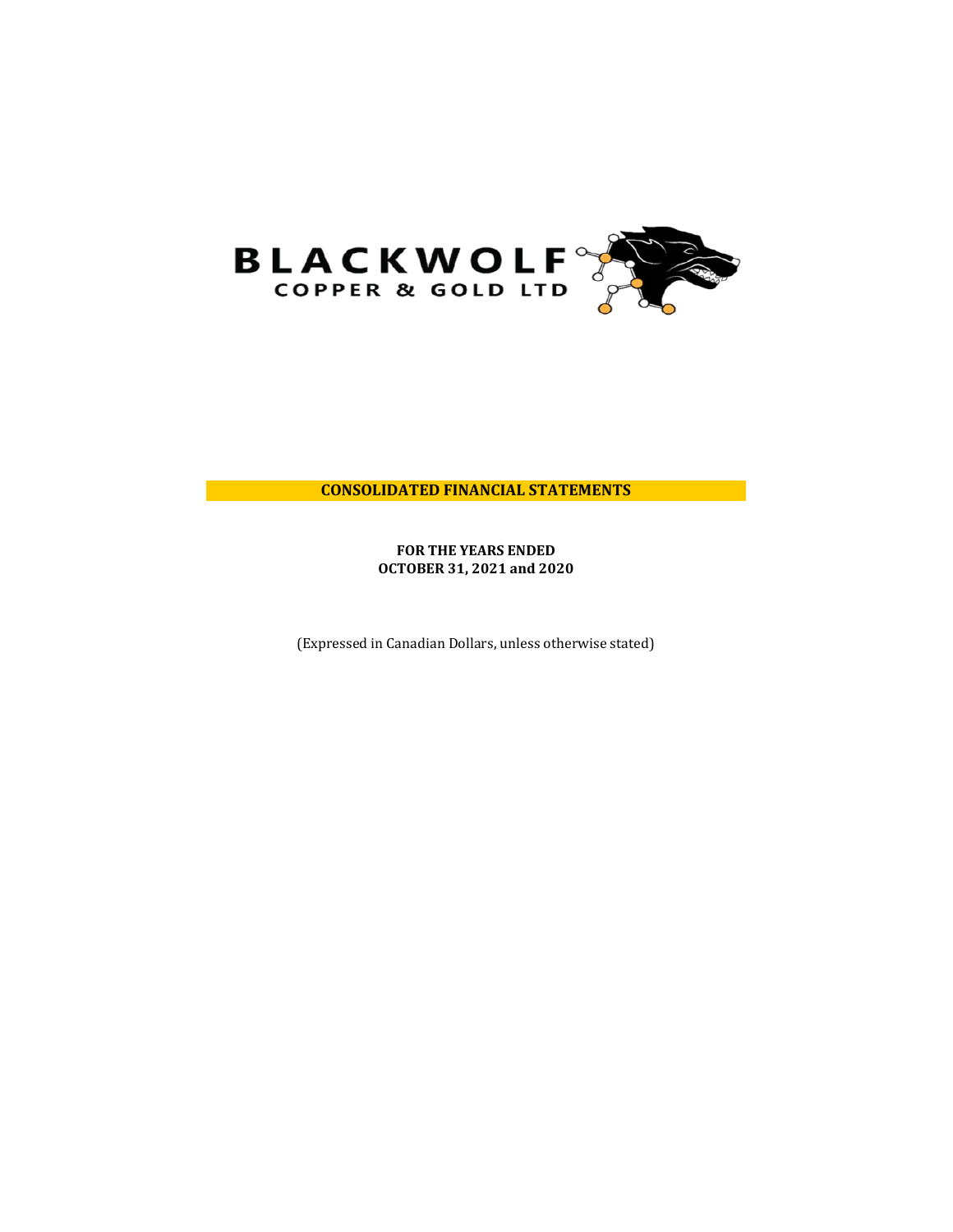BLACKWOLF
COPPER & GOLD LTD

# CONSOLIDATED FINANCIAL STATEMENTS

**FOR THE YEARS ENDED**
**OCTOBER 31, 2021 and 2020**

(Expressed in Canadian Dollars, unless otherwise stated)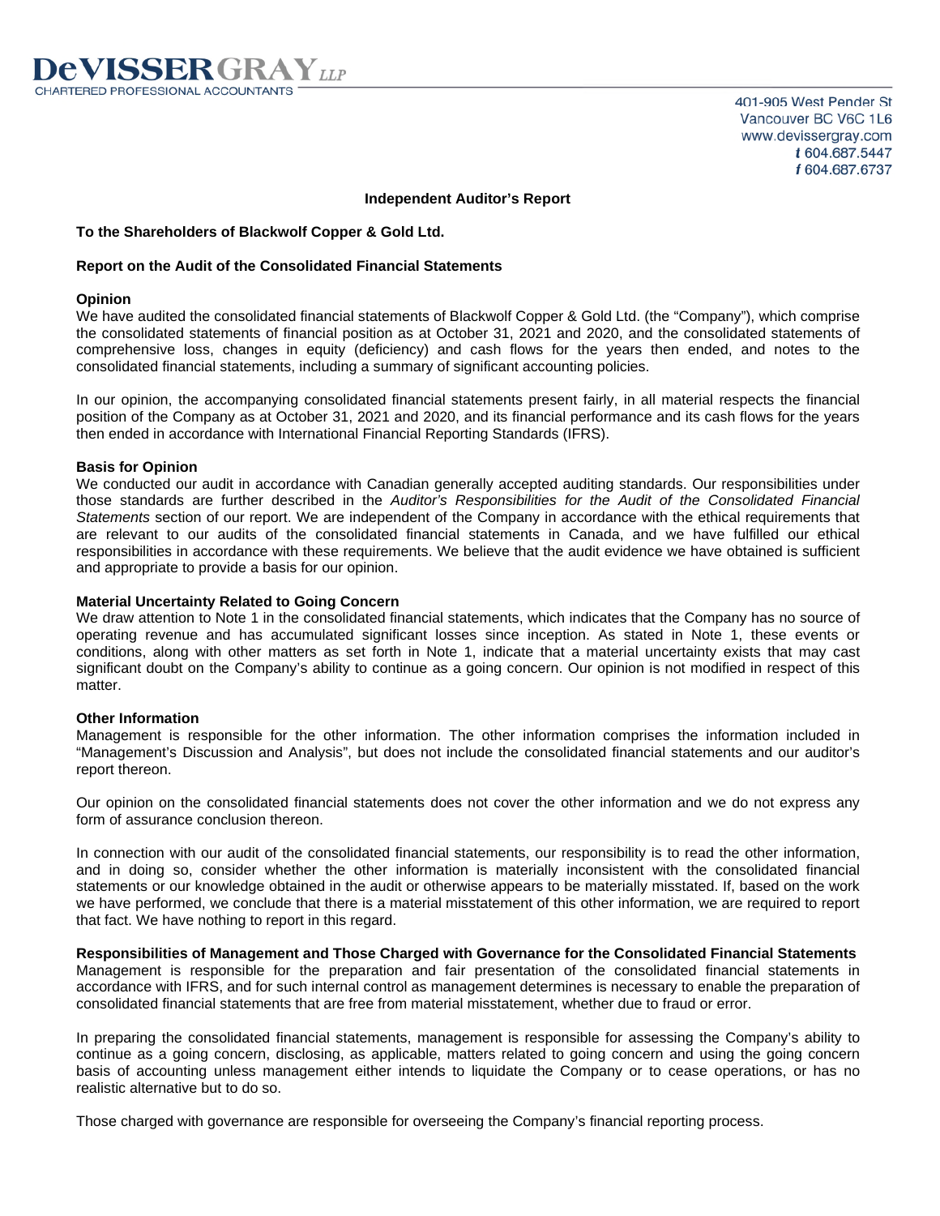**DeVISSER GRAY** *LLP*
CHARTERED PROFESSIONAL ACCOUNTANTS

401-905 West Pender St
Vancouver BC V6C 1L6
www.devissergray.com
*t* 604.687.5447
*f* 604.687.6737

# Independent Auditor's Report

**To the Shareholders of Blackwolf Copper & Gold Ltd.**

## Report on the Audit of the Consolidated Financial Statements

### Opinion

We have audited the consolidated financial statements of Blackwolf Copper & Gold Ltd. (the "Company"), which comprise the consolidated statements of financial position as at October 31, 2021 and 2020, and the consolidated statements of comprehensive loss, changes in equity (deficiency) and cash flows for the years then ended, and notes to the consolidated financial statements, including a summary of significant accounting policies.

In our opinion, the accompanying consolidated financial statements present fairly, in all material respects the financial position of the Company as at October 31, 2021 and 2020, and its financial performance and its cash flows for the years then ended in accordance with International Financial Reporting Standards (IFRS).

### Basis for Opinion

We conducted our audit in accordance with Canadian generally accepted auditing standards. Our responsibilities under those standards are further described in the *Auditor's Responsibilities for the Audit of the Consolidated Financial Statements* section of our report. We are independent of the Company in accordance with the ethical requirements that are relevant to our audits of the consolidated financial statements in Canada, and we have fulfilled our ethical responsibilities in accordance with these requirements. We believe that the audit evidence we have obtained is sufficient and appropriate to provide a basis for our opinion.

### Material Uncertainty Related to Going Concern

We draw attention to Note 1 in the consolidated financial statements, which indicates that the Company has no source of operating revenue and has accumulated significant losses since inception. As stated in Note 1, these events or conditions, along with other matters as set forth in Note 1, indicate that a material uncertainty exists that may cast significant doubt on the Company's ability to continue as a going concern. Our opinion is not modified in respect of this matter.

### Other Information

Management is responsible for the other information. The other information comprises the information included in "Management's Discussion and Analysis", but does not include the consolidated financial statements and our auditor's report thereon.

Our opinion on the consolidated financial statements does not cover the other information and we do not express any form of assurance conclusion thereon.

In connection with our audit of the consolidated financial statements, our responsibility is to read the other information, and in doing so, consider whether the other information is materially inconsistent with the consolidated financial statements or our knowledge obtained in the audit or otherwise appears to be materially misstated. If, based on the work we have performed, we conclude that there is a material misstatement of this other information, we are required to report that fact. We have nothing to report in this regard.

### Responsibilities of Management and Those Charged with Governance for the Consolidated Financial Statements

Management is responsible for the preparation and fair presentation of the consolidated financial statements in accordance with IFRS, and for such internal control as management determines is necessary to enable the preparation of consolidated financial statements that are free from material misstatement, whether due to fraud or error.

In preparing the consolidated financial statements, management is responsible for assessing the Company's ability to continue as a going concern, disclosing, as applicable, matters related to going concern and using the going concern basis of accounting unless management either intends to liquidate the Company or to cease operations, or has no realistic alternative but to do so.

Those charged with governance are responsible for overseeing the Company's financial reporting process.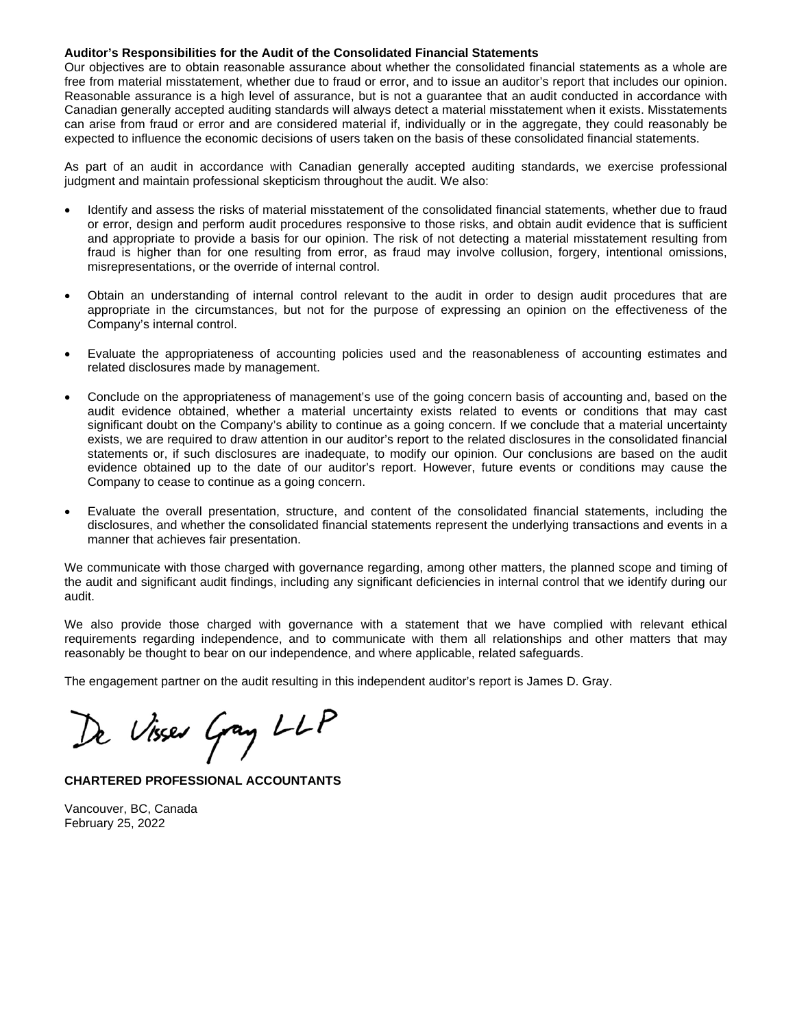**Auditor's Responsibilities for the Audit of the Consolidated Financial Statements**

Our objectives are to obtain reasonable assurance about whether the consolidated financial statements as a whole are free from material misstatement, whether due to fraud or error, and to issue an auditor's report that includes our opinion. Reasonable assurance is a high level of assurance, but is not a guarantee that an audit conducted in accordance with Canadian generally accepted auditing standards will always detect a material misstatement when it exists. Misstatements can arise from fraud or error and are considered material if, individually or in the aggregate, they could reasonably be expected to influence the economic decisions of users taken on the basis of these consolidated financial statements.

As part of an audit in accordance with Canadian generally accepted auditing standards, we exercise professional judgment and maintain professional skepticism throughout the audit. We also:

- Identify and assess the risks of material misstatement of the consolidated financial statements, whether due to fraud or error, design and perform audit procedures responsive to those risks, and obtain audit evidence that is sufficient and appropriate to provide a basis for our opinion. The risk of not detecting a material misstatement resulting from fraud is higher than for one resulting from error, as fraud may involve collusion, forgery, intentional omissions, misrepresentations, or the override of internal control.

- Obtain an understanding of internal control relevant to the audit in order to design audit procedures that are appropriate in the circumstances, but not for the purpose of expressing an opinion on the effectiveness of the Company's internal control.

- Evaluate the appropriateness of accounting policies used and the reasonableness of accounting estimates and related disclosures made by management.

- Conclude on the appropriateness of management's use of the going concern basis of accounting and, based on the audit evidence obtained, whether a material uncertainty exists related to events or conditions that may cast significant doubt on the Company's ability to continue as a going concern. If we conclude that a material uncertainty exists, we are required to draw attention in our auditor's report to the related disclosures in the consolidated financial statements or, if such disclosures are inadequate, to modify our opinion. Our conclusions are based on the audit evidence obtained up to the date of our auditor's report. However, future events or conditions may cause the Company to cease to continue as a going concern.

- Evaluate the overall presentation, structure, and content of the consolidated financial statements, including the disclosures, and whether the consolidated financial statements represent the underlying transactions and events in a manner that achieves fair presentation.

We communicate with those charged with governance regarding, among other matters, the planned scope and timing of the audit and significant audit findings, including any significant deficiencies in internal control that we identify during our audit.

We also provide those charged with governance with a statement that we have complied with relevant ethical requirements regarding independence, and to communicate with them all relationships and other matters that may reasonably be thought to bear on our independence, and where applicable, related safeguards.

The engagement partner on the audit resulting in this independent auditor's report is James D. Gray.

De Visser Gray LLP

**CHARTERED PROFESSIONAL ACCOUNTANTS**

Vancouver, BC, Canada
February 25, 2022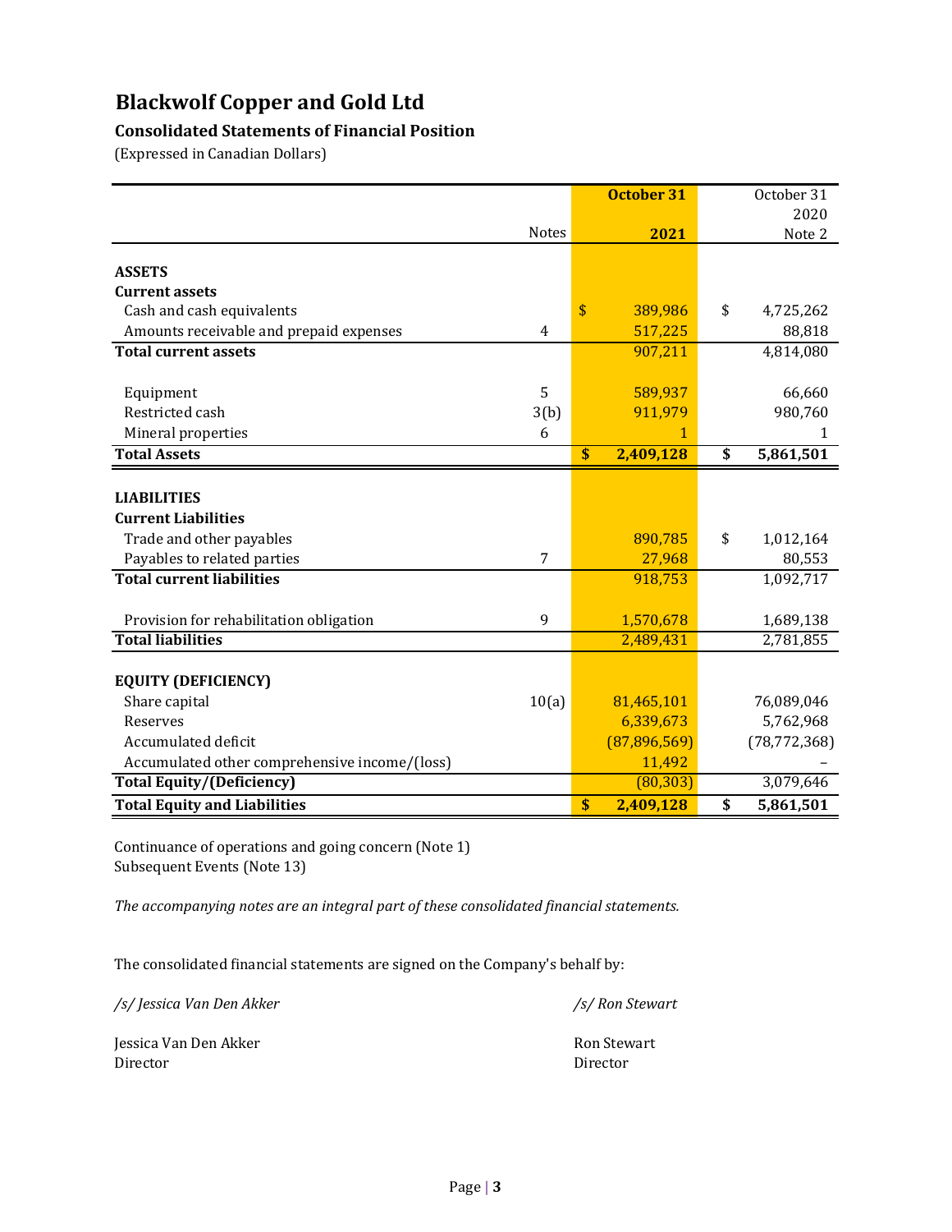# Blackwolf Copper and Gold Ltd

## Consolidated Statements of Financial Position

(Expressed in Canadian Dollars)

| | Notes | October 31 2021 | October 31 2020 Note 2 |
|---|---|---|---|
| **ASSETS** | | | |
| **Current assets** | | | |
| Cash and cash equivalents | | $ 389,986 | $ 4,725,262 |
| Amounts receivable and prepaid expenses | 4 | 517,225 | 88,818 |
| **Total current assets** | | 907,211 | 4,814,080 |
| Equipment | 5 | 589,937 | 66,660 |
| Restricted cash | 3(b) | 911,979 | 980,760 |
| Mineral properties | 6 | 1 | 1 |
| **Total Assets** | | **$ 2,409,128** | **$ 5,861,501** |
| **LIABILITIES** | | | |
| **Current Liabilities** | | | |
| Trade and other payables | | 890,785 | $ 1,012,164 |
| Payables to related parties | 7 | 27,968 | 80,553 |
| **Total current liabilities** | | 918,753 | 1,092,717 |
| Provision for rehabilitation obligation | 9 | 1,570,678 | 1,689,138 |
| **Total liabilities** | | 2,489,431 | 2,781,855 |
| **EQUITY (DEFICIENCY)** | | | |
| Share capital | 10(a) | 81,465,101 | 76,089,046 |
| Reserves | | 6,339,673 | 5,762,968 |
| Accumulated deficit | | (87,896,569) | (78,772,368) |
| Accumulated other comprehensive income/(loss) | | 11,492 | – |
| **Total Equity/(Deficiency)** | | (80,303) | 3,079,646 |
| **Total Equity and Liabilities** | | **$ 2,409,128** | **$ 5,861,501** |

Continuance of operations and going concern (Note 1)
Subsequent Events (Note 13)

*The accompanying notes are an integral part of these consolidated financial statements.*

The consolidated financial statements are signed on the Company's behalf by:

*/s/ Jessica Van Den Akker*

Jessica Van Den Akker
Director

*/s/ Ron Stewart*

Ron Stewart
Director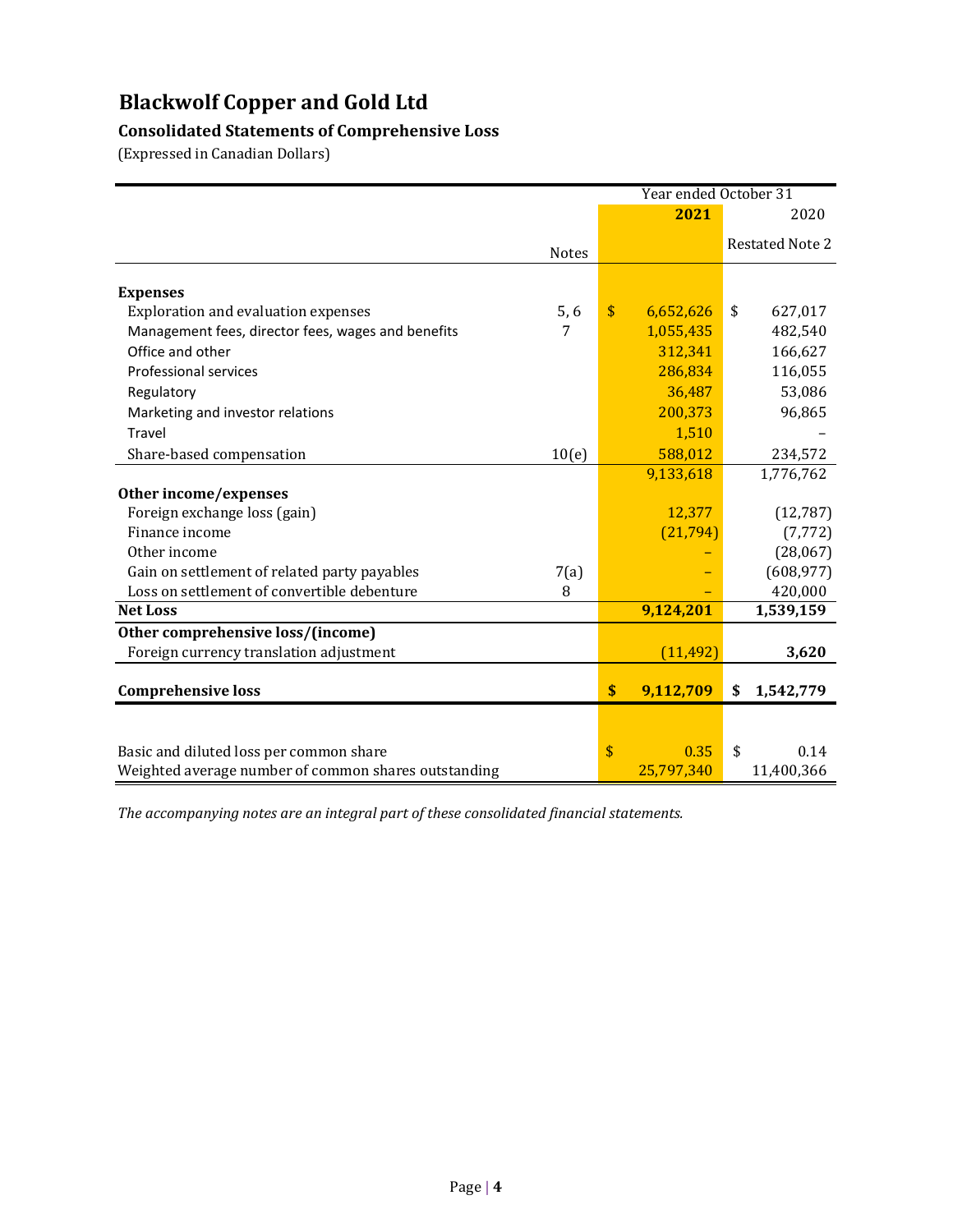# Blackwolf Copper and Gold Ltd

## Consolidated Statements of Comprehensive Loss

(Expressed in Canadian Dollars)

| | Notes | Year ended October 31 2021 | 2020 Restated Note 2 |
|---|---|---|---|
| **Expenses** | | | |
| Exploration and evaluation expenses | 5, 6 | $ 6,652,626 | $ 627,017 |
| Management fees, director fees, wages and benefits | 7 | 1,055,435 | 482,540 |
| Office and other | | 312,341 | 166,627 |
| Professional services | | 286,834 | 116,055 |
| Regulatory | | 36,487 | 53,086 |
| Marketing and investor relations | | 200,373 | 96,865 |
| Travel | | 1,510 | – |
| Share-based compensation | 10(e) | 588,012 | 234,572 |
| | | 9,133,618 | 1,776,762 |
| **Other income/expenses** | | | |
| Foreign exchange loss (gain) | | 12,377 | (12,787) |
| Finance income | | (21,794) | (7,772) |
| Other income | | – | (28,067) |
| Gain on settlement of related party payables | 7(a) | – | (608,977) |
| Loss on settlement of convertible debenture | 8 | – | 420,000 |
| **Net Loss** | | **9,124,201** | **1,539,159** |
| **Other comprehensive loss/(income)** | | | |
| Foreign currency translation adjustment | | (11,492) | **3,620** |
| **Comprehensive loss** | | **$ 9,112,709** | **$ 1,542,779** |
| | | | |
| Basic and diluted loss per common share | | $ 0.35 | $ 0.14 |
| Weighted average number of common shares outstanding | | 25,797,340 | 11,400,366 |

*The accompanying notes are an integral part of these consolidated financial statements.*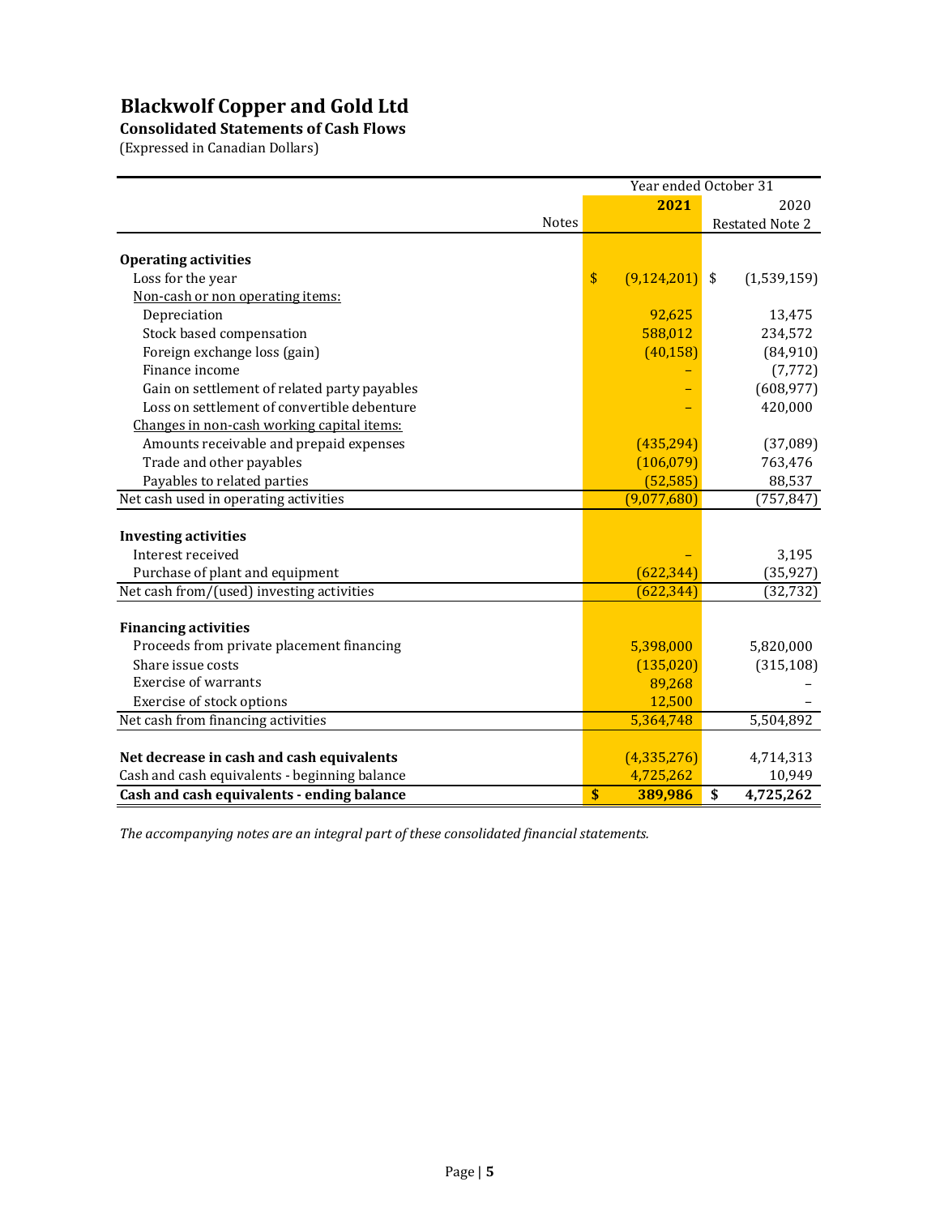# Blackwolf Copper and Gold Ltd

**Consolidated Statements of Cash Flows**

(Expressed in Canadian Dollars)

| | Notes | Year ended October 31 2021 | 2020 Restated Note 2 |
|---|---|---|---|
| **Operating activities** | | | |
| Loss for the year | | $ (9,124,201) | $ (1,539,159) |
| Non-cash or non operating items: | | | |
| Depreciation | | 92,625 | 13,475 |
| Stock based compensation | | 588,012 | 234,572 |
| Foreign exchange loss (gain) | | (40,158) | (84,910) |
| Finance income | | – | (7,772) |
| Gain on settlement of related party payables | | – | (608,977) |
| Loss on settlement of convertible debenture | | – | 420,000 |
| Changes in non-cash working capital items: | | | |
| Amounts receivable and prepaid expenses | | (435,294) | (37,089) |
| Trade and other payables | | (106,079) | 763,476 |
| Payables to related parties | | (52,585) | 88,537 |
| Net cash used in operating activities | | (9,077,680) | (757,847) |
| **Investing activities** | | | |
| Interest received | | – | 3,195 |
| Purchase of plant and equipment | | (622,344) | (35,927) |
| Net cash from/(used) investing activities | | (622,344) | (32,732) |
| **Financing activities** | | | |
| Proceeds from private placement financing | | 5,398,000 | 5,820,000 |
| Share issue costs | | (135,020) | (315,108) |
| Exercise of warrants | | 89,268 | – |
| Exercise of stock options | | 12,500 | – |
| Net cash from financing activities | | 5,364,748 | 5,504,892 |
| **Net decrease in cash and cash equivalents** | | (4,335,276) | 4,714,313 |
| Cash and cash equivalents - beginning balance | | 4,725,262 | 10,949 |
| **Cash and cash equivalents - ending balance** | | **$ 389,986** | **$ 4,725,262** |

*The accompanying notes are an integral part of these consolidated financial statements.*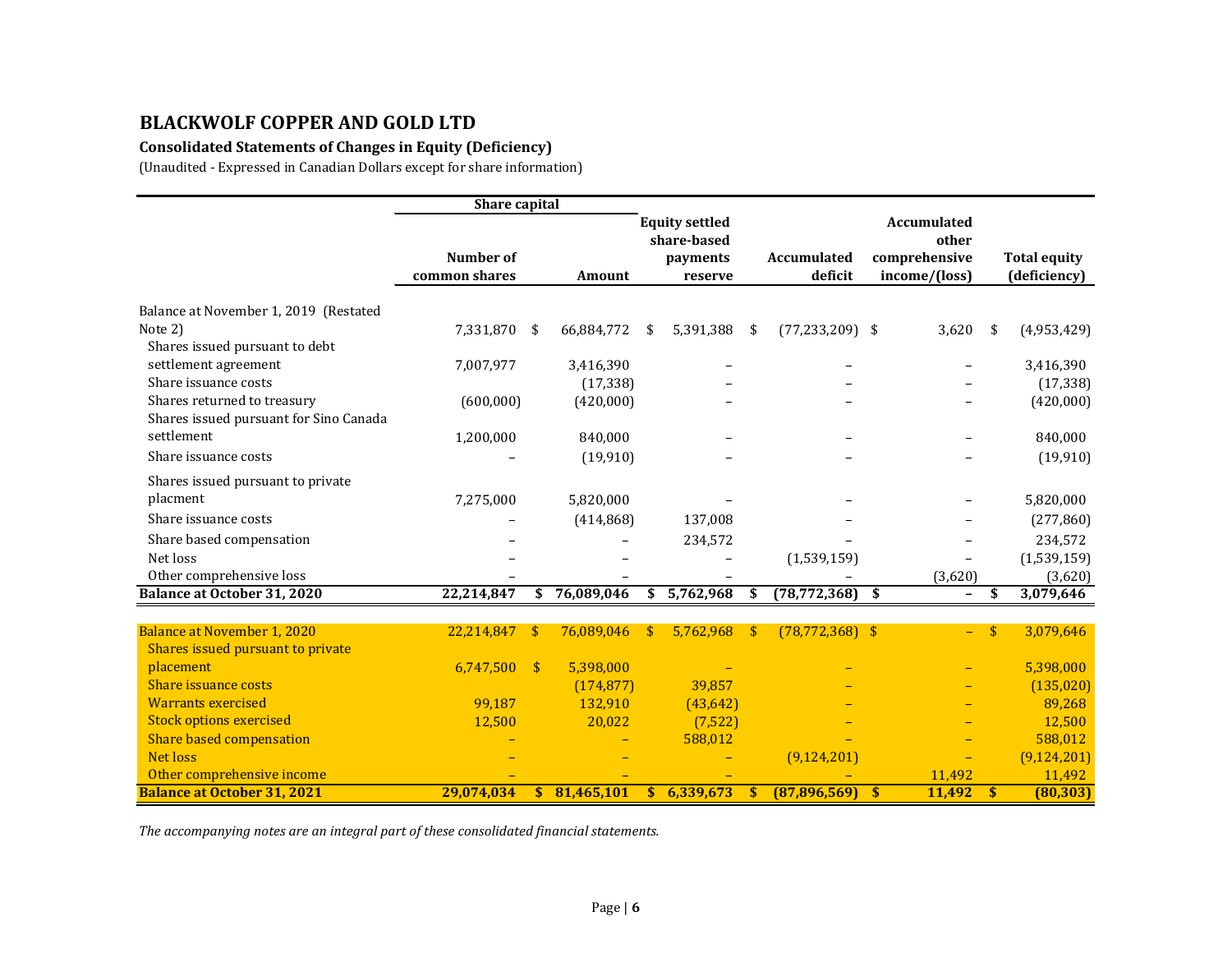# BLACKWOLF COPPER AND GOLD LTD

**Consolidated Statements of Changes in Equity (Deficiency)**

(Unaudited - Expressed in Canadian Dollars except for share information)

| | Share capital | | Equity settled share-based payments reserve | Accumulated deficit | Accumulated other comprehensive income/(loss) | Total equity (deficiency) |
|---|---|---|---|---|---|---|
| | Number of common shares | Amount | | | | |
| Balance at November 1, 2019 (Restated Note 2) | 7,331,870 | $ 66,884,772 | $ 5,391,388 | $ (77,233,209) | $ 3,620 | $ (4,953,429) |
| Shares issued pursuant to debt settlement agreement | 7,007,977 | 3,416,390 | – | – | – | 3,416,390 |
| Share issuance costs | | (17,338) | – | – | – | (17,338) |
| Shares returned to treasury | (600,000) | (420,000) | – | – | – | (420,000) |
| Shares issued pursuant for Sino Canada settlement | 1,200,000 | 840,000 | – | – | – | 840,000 |
| Share issuance costs | – | (19,910) | – | – | – | (19,910) |
| Shares issued pursuant to private placment | 7,275,000 | 5,820,000 | – | – | – | 5,820,000 |
| Share issuance costs | – | (414,868) | 137,008 | – | – | (277,860) |
| Share based compensation | – | – | 234,572 | – | – | 234,572 |
| Net loss | – | – | – | (1,539,159) | – | (1,539,159) |
| Other comprehensive loss | – | – | – | – | (3,620) | (3,620) |
| **Balance at October 31, 2020** | **22,214,847** | **$ 76,089,046** | **$ 5,762,968** | **$ (78,772,368)** | **$ –** | **$ 3,079,646** |
| | | | | | | |
| Balance at November 1, 2020 | 22,214,847 | $ 76,089,046 | $ 5,762,968 | $ (78,772,368) | $ – | $ 3,079,646 |
| Shares issued pursuant to private placement | 6,747,500 | $ 5,398,000 | – | – | – | 5,398,000 |
| Share issuance costs | | (174,877) | 39,857 | – | – | (135,020) |
| Warrants exercised | 99,187 | 132,910 | (43,642) | – | – | 89,268 |
| Stock options exercised | 12,500 | 20,022 | (7,522) | – | – | 12,500 |
| Share based compensation | – | – | 588,012 | – | – | 588,012 |
| Net loss | – | – | – | (9,124,201) | – | (9,124,201) |
| Other comprehensive income | – | – | – | – | 11,492 | 11,492 |
| **Balance at October 31, 2021** | **29,074,034** | **$ 81,465,101** | **$ 6,339,673** | **$ (87,896,569)** | **$ 11,492** | **$ (80,303)** |

*The accompanying notes are an integral part of these consolidated financial statements.*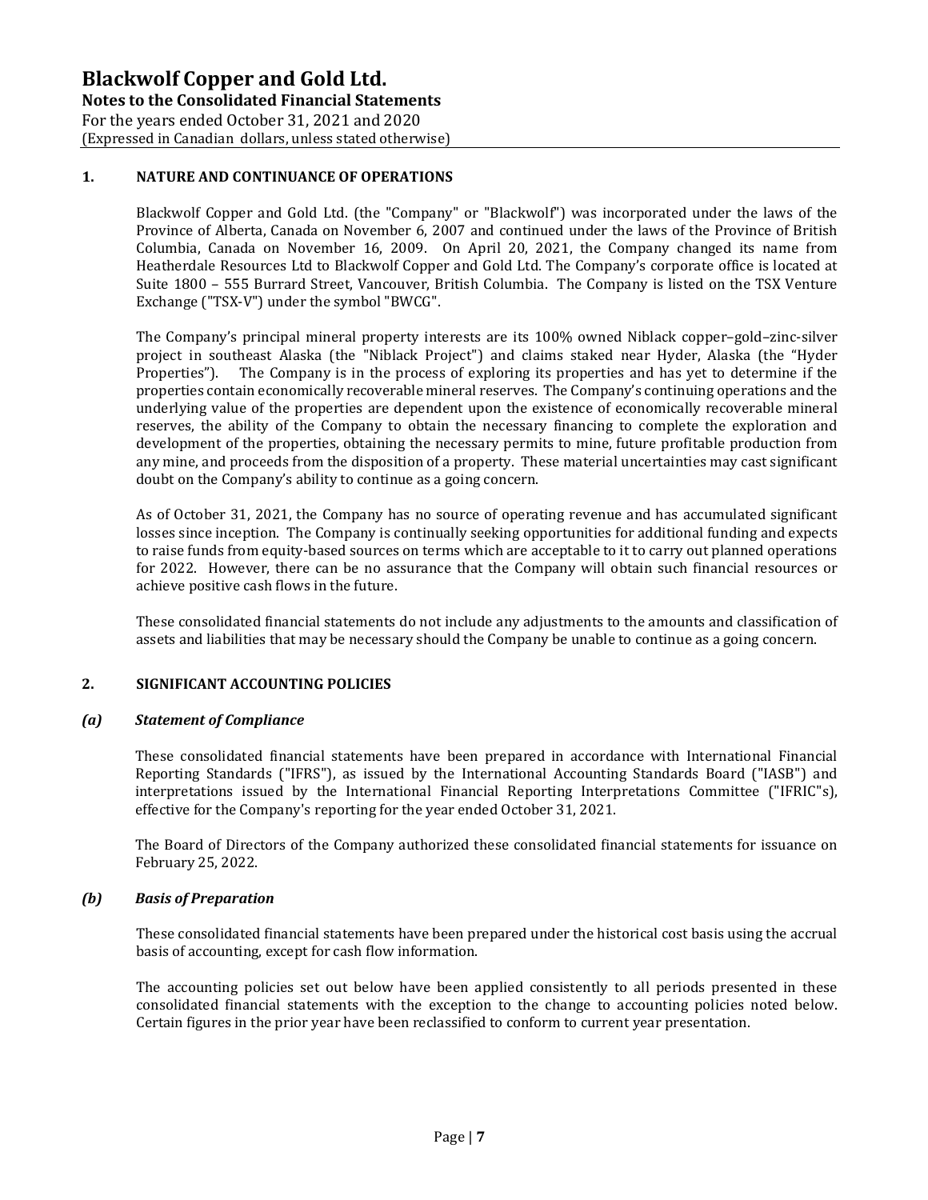## 1. NATURE AND CONTINUANCE OF OPERATIONS

Blackwolf Copper and Gold Ltd. (the "Company" or "Blackwolf") was incorporated under the laws of the Province of Alberta, Canada on November 6, 2007 and continued under the laws of the Province of British Columbia, Canada on November 16, 2009. On April 20, 2021, the Company changed its name from Heatherdale Resources Ltd to Blackwolf Copper and Gold Ltd. The Company's corporate office is located at Suite 1800 – 555 Burrard Street, Vancouver, British Columbia. The Company is listed on the TSX Venture Exchange ("TSX-V") under the symbol "BWCG".

The Company's principal mineral property interests are its 100% owned Niblack copper–gold–zinc-silver project in southeast Alaska (the "Niblack Project") and claims staked near Hyder, Alaska (the "Hyder Properties"). The Company is in the process of exploring its properties and has yet to determine if the properties contain economically recoverable mineral reserves. The Company's continuing operations and the underlying value of the properties are dependent upon the existence of economically recoverable mineral reserves, the ability of the Company to obtain the necessary financing to complete the exploration and development of the properties, obtaining the necessary permits to mine, future profitable production from any mine, and proceeds from the disposition of a property. These material uncertainties may cast significant doubt on the Company's ability to continue as a going concern.

As of October 31, 2021, the Company has no source of operating revenue and has accumulated significant losses since inception. The Company is continually seeking opportunities for additional funding and expects to raise funds from equity-based sources on terms which are acceptable to it to carry out planned operations for 2022. However, there can be no assurance that the Company will obtain such financial resources or achieve positive cash flows in the future.

These consolidated financial statements do not include any adjustments to the amounts and classification of assets and liabilities that may be necessary should the Company be unable to continue as a going concern.

## 2. SIGNIFICANT ACCOUNTING POLICIES

### *(a) Statement of Compliance*

These consolidated financial statements have been prepared in accordance with International Financial Reporting Standards ("IFRS"), as issued by the International Accounting Standards Board ("IASB") and interpretations issued by the International Financial Reporting Interpretations Committee ("IFRIC"s), effective for the Company's reporting for the year ended October 31, 2021.

The Board of Directors of the Company authorized these consolidated financial statements for issuance on February 25, 2022.

### *(b) Basis of Preparation*

These consolidated financial statements have been prepared under the historical cost basis using the accrual basis of accounting, except for cash flow information.

The accounting policies set out below have been applied consistently to all periods presented in these consolidated financial statements with the exception to the change to accounting policies noted below. Certain figures in the prior year have been reclassified to conform to current year presentation.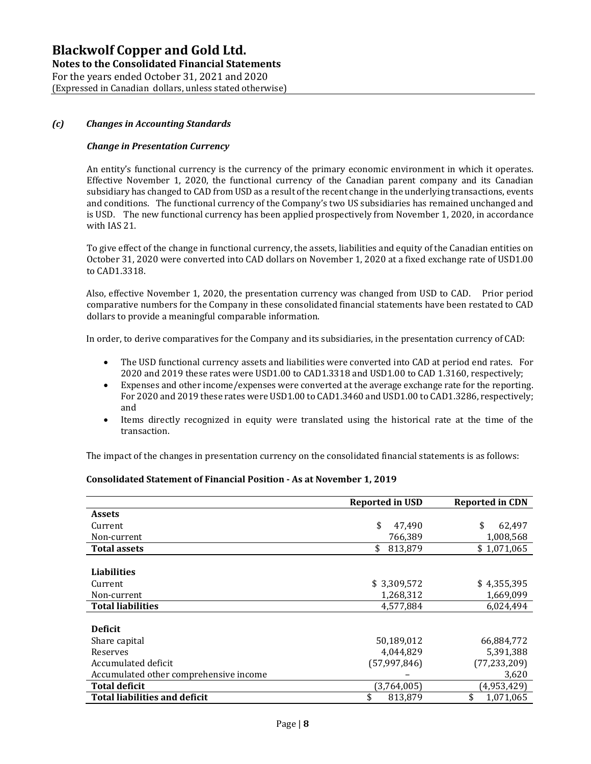### *(c) Changes in Accounting Standards*

***Change in Presentation Currency***

An entity's functional currency is the currency of the primary economic environment in which it operates. Effective November 1, 2020, the functional currency of the Canadian parent company and its Canadian subsidiary has changed to CAD from USD as a result of the recent change in the underlying transactions, events and conditions. The functional currency of the Company's two US subsidiaries has remained unchanged and is USD. The new functional currency has been applied prospectively from November 1, 2020, in accordance with IAS 21.

To give effect of the change in functional currency, the assets, liabilities and equity of the Canadian entities on October 31, 2020 were converted into CAD dollars on November 1, 2020 at a fixed exchange rate of USD1.00 to CAD1.3318.

Also, effective November 1, 2020, the presentation currency was changed from USD to CAD. Prior period comparative numbers for the Company in these consolidated financial statements have been restated to CAD dollars to provide a meaningful comparable information.

In order, to derive comparatives for the Company and its subsidiaries, in the presentation currency of CAD:

- The USD functional currency assets and liabilities were converted into CAD at period end rates. For 2020 and 2019 these rates were USD1.00 to CAD1.3318 and USD1.00 to CAD 1.3160, respectively;
- Expenses and other income/expenses were converted at the average exchange rate for the reporting. For 2020 and 2019 these rates were USD1.00 to CAD1.3460 and USD1.00 to CAD1.3286, respectively; and
- Items directly recognized in equity were translated using the historical rate at the time of the transaction.

The impact of the changes in presentation currency on the consolidated financial statements is as follows:

**Consolidated Statement of Financial Position - As at November 1, 2019**

| | **Reported in USD** | **Reported in CDN** |
|---|---|---|
| **Assets** | | |
| Current | $ 47,490 | $ 62,497 |
| Non-current | 766,389 | 1,008,568 |
| **Total assets** | $ 813,879 | $ 1,071,065 |
| | | |
| **Liabilities** | | |
| Current | $ 3,309,572 | $ 4,355,395 |
| Non-current | 1,268,312 | 1,669,099 |
| **Total liabilities** | 4,577,884 | 6,024,494 |
| | | |
| **Deficit** | | |
| Share capital | 50,189,012 | 66,884,772 |
| Reserves | 4,044,829 | 5,391,388 |
| Accumulated deficit | (57,997,846) | (77,233,209) |
| Accumulated other comprehensive income | – | 3,620 |
| **Total deficit** | (3,764,005) | (4,953,429) |
| **Total liabilities and deficit** | $ 813,879 | $ 1,071,065 |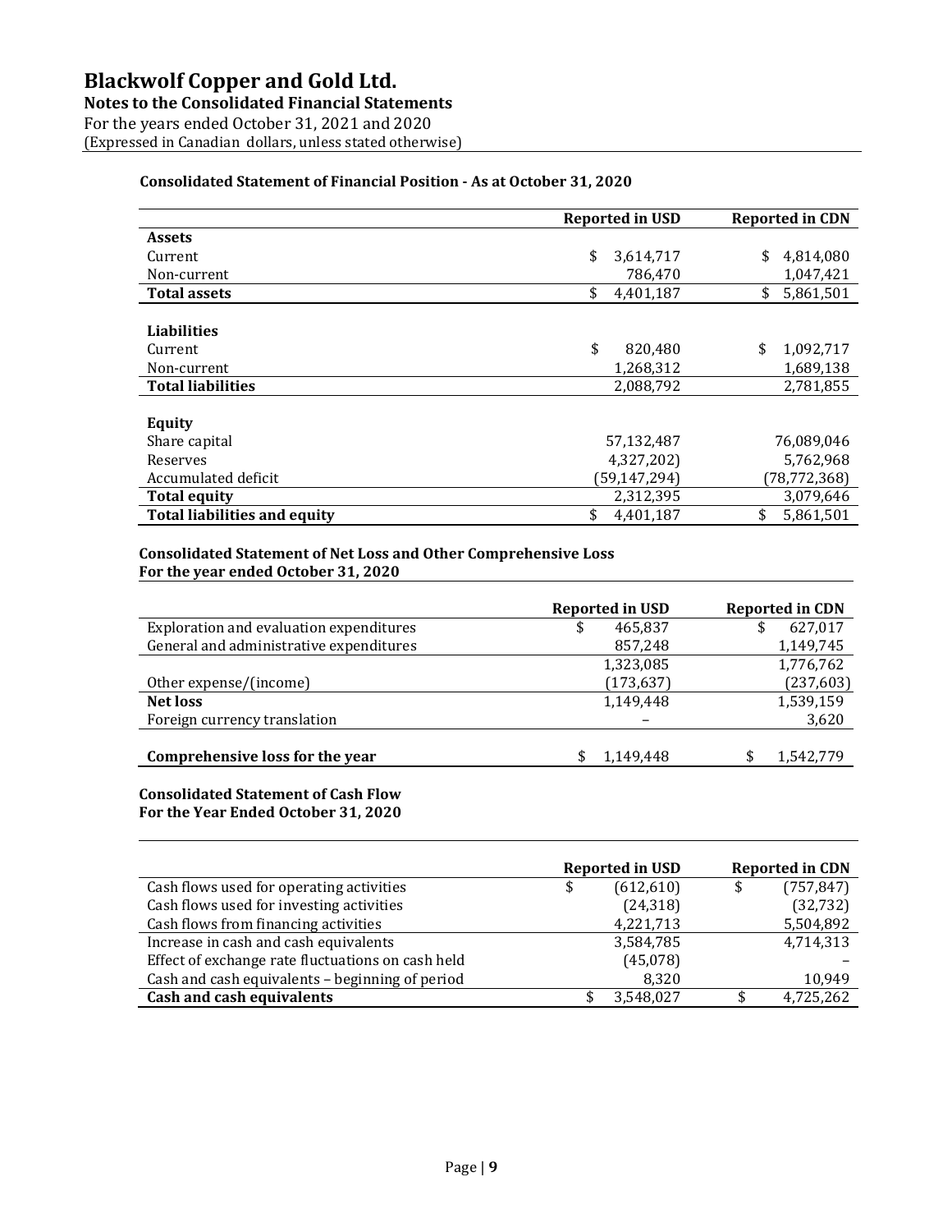# Blackwolf Copper and Gold Ltd.

**Notes to the Consolidated Financial Statements**

For the years ended October 31, 2021 and 2020

(Expressed in Canadian dollars, unless stated otherwise)

**Consolidated Statement of Financial Position - As at October 31, 2020**

| | Reported in USD | Reported in CDN |
|---|---|---|
| **Assets** | | |
| Current | $ 3,614,717 | $ 4,814,080 |
| Non-current | 786,470 | 1,047,421 |
| **Total assets** | $ 4,401,187 | $ 5,861,501 |
| | | |
| **Liabilities** | | |
| Current | $ 820,480 | $ 1,092,717 |
| Non-current | 1,268,312 | 1,689,138 |
| **Total liabilities** | 2,088,792 | 2,781,855 |
| | | |
| **Equity** | | |
| Share capital | 57,132,487 | 76,089,046 |
| Reserves | 4,327,202) | 5,762,968 |
| Accumulated deficit | (59,147,294) | (78,772,368) |
| **Total equity** | 2,312,395 | 3,079,646 |
| **Total liabilities and equity** | $ 4,401,187 | $ 5,861,501 |

**Consolidated Statement of Net Loss and Other Comprehensive Loss**
**For the year ended October 31, 2020**

| | Reported in USD | Reported in CDN |
|---|---|---|
| Exploration and evaluation expenditures | $ 465,837 | $ 627,017 |
| General and administrative expenditures | 857,248 | 1,149,745 |
| | 1,323,085 | 1,776,762 |
| Other expense/(income) | (173,637) | (237,603) |
| **Net loss** | 1,149,448 | 1,539,159 |
| Foreign currency translation | – | 3,620 |
| | | |
| **Comprehensive loss for the year** | $ 1,149,448 | $ 1,542,779 |

**Consolidated Statement of Cash Flow**
**For the Year Ended October 31, 2020**

| | Reported in USD | Reported in CDN |
|---|---|---|
| Cash flows used for operating activities | $ (612,610) | $ (757,847) |
| Cash flows used for investing activities | (24,318) | (32,732) |
| Cash flows from financing activities | 4,221,713 | 5,504,892 |
| Increase in cash and cash equivalents | 3,584,785 | 4,714,313 |
| Effect of exchange rate fluctuations on cash held | (45,078) | – |
| Cash and cash equivalents – beginning of period | 8,320 | 10,949 |
| **Cash and cash equivalents** | $ 3,548,027 | $ 4,725,262 |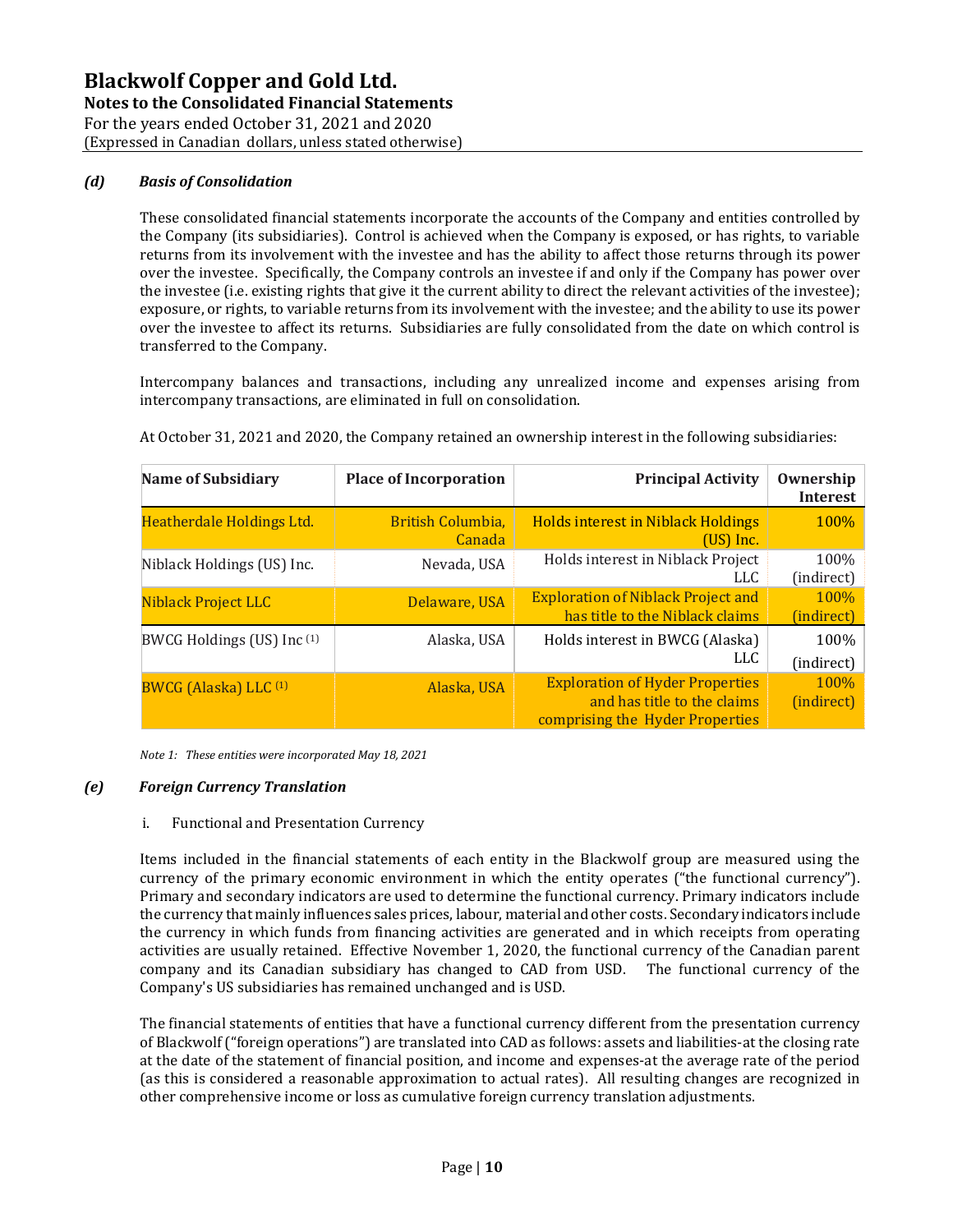### *(d) Basis of Consolidation*

These consolidated financial statements incorporate the accounts of the Company and entities controlled by the Company (its subsidiaries). Control is achieved when the Company is exposed, or has rights, to variable returns from its involvement with the investee and has the ability to affect those returns through its power over the investee. Specifically, the Company controls an investee if and only if the Company has power over the investee (i.e. existing rights that give it the current ability to direct the relevant activities of the investee); exposure, or rights, to variable returns from its involvement with the investee; and the ability to use its power over the investee to affect its returns. Subsidiaries are fully consolidated from the date on which control is transferred to the Company.

Intercompany balances and transactions, including any unrealized income and expenses arising from intercompany transactions, are eliminated in full on consolidation.

At October 31, 2021 and 2020, the Company retained an ownership interest in the following subsidiaries:

| Name of Subsidiary | Place of Incorporation | Principal Activity | Ownership Interest |
|---|---|---|---|
| Heatherdale Holdings Ltd. | British Columbia, Canada | Holds interest in Niblack Holdings (US) Inc. | 100% |
| Niblack Holdings (US) Inc. | Nevada, USA | Holds interest in Niblack Project LLC | 100% (indirect) |
| Niblack Project LLC | Delaware, USA | Exploration of Niblack Project and has title to the Niblack claims | 100% (indirect) |
| BWCG Holdings (US) Inc (1) | Alaska, USA | Holds interest in BWCG (Alaska) LLC | 100% (indirect) |
| BWCG (Alaska) LLC (1) | Alaska, USA | Exploration of Hyder Properties and has title to the claims comprising the Hyder Properties | 100% (indirect) |

*Note 1: These entities were incorporated May 18, 2021*

### *(e) Foreign Currency Translation*

i. Functional and Presentation Currency

Items included in the financial statements of each entity in the Blackwolf group are measured using the currency of the primary economic environment in which the entity operates ("the functional currency"). Primary and secondary indicators are used to determine the functional currency. Primary indicators include the currency that mainly influences sales prices, labour, material and other costs. Secondary indicators include the currency in which funds from financing activities are generated and in which receipts from operating activities are usually retained. Effective November 1, 2020, the functional currency of the Canadian parent company and its Canadian subsidiary has changed to CAD from USD. The functional currency of the Company's US subsidiaries has remained unchanged and is USD.

The financial statements of entities that have a functional currency different from the presentation currency of Blackwolf ("foreign operations") are translated into CAD as follows: assets and liabilities-at the closing rate at the date of the statement of financial position, and income and expenses-at the average rate of the period (as this is considered a reasonable approximation to actual rates). All resulting changes are recognized in other comprehensive income or loss as cumulative foreign currency translation adjustments.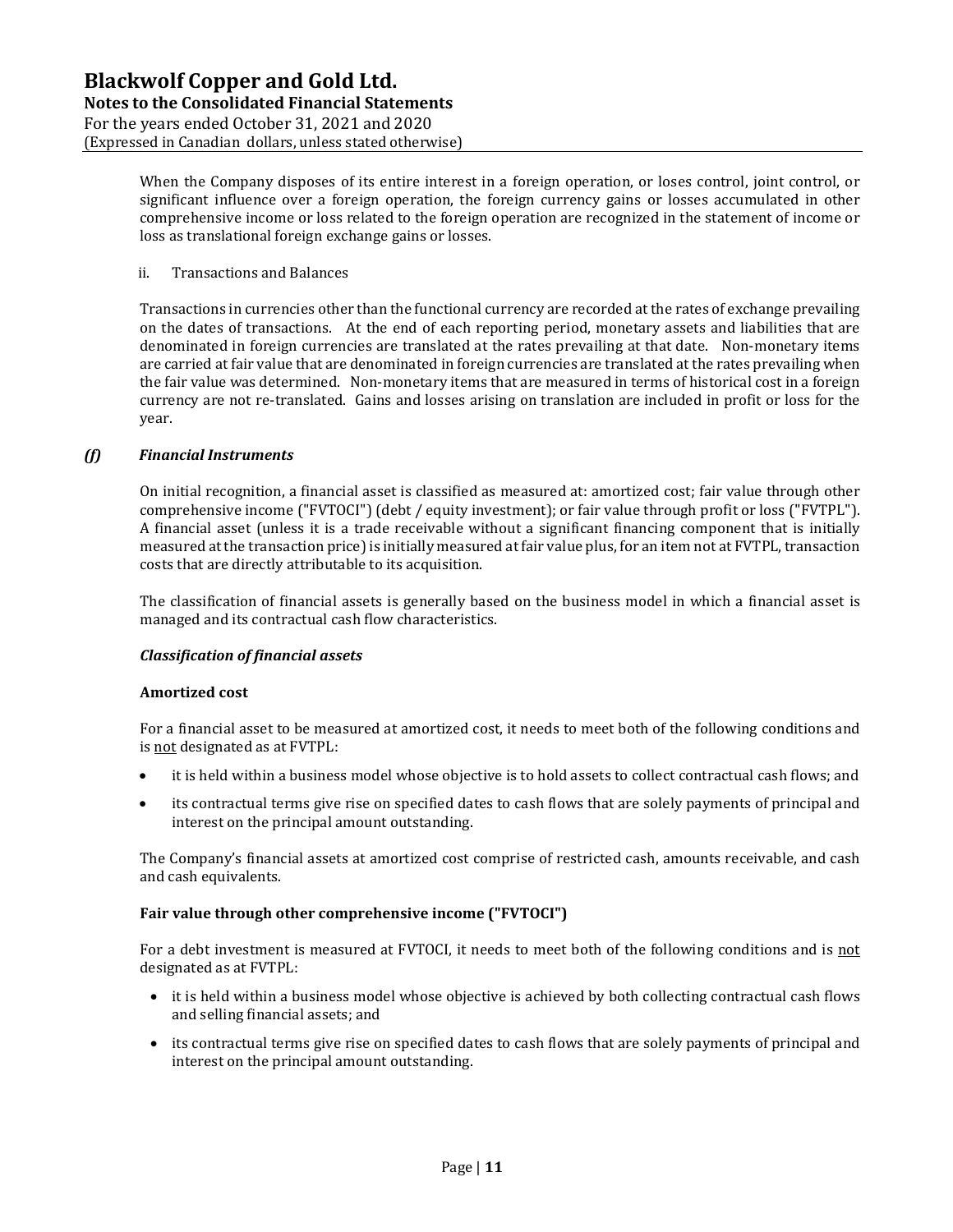When the Company disposes of its entire interest in a foreign operation, or loses control, joint control, or significant influence over a foreign operation, the foreign currency gains or losses accumulated in other comprehensive income or loss related to the foreign operation are recognized in the statement of income or loss as translational foreign exchange gains or losses.

ii. Transactions and Balances

Transactions in currencies other than the functional currency are recorded at the rates of exchange prevailing on the dates of transactions. At the end of each reporting period, monetary assets and liabilities that are denominated in foreign currencies are translated at the rates prevailing at that date. Non-monetary items are carried at fair value that are denominated in foreign currencies are translated at the rates prevailing when the fair value was determined. Non-monetary items that are measured in terms of historical cost in a foreign currency are not re-translated. Gains and losses arising on translation are included in profit or loss for the year.

### *(f) Financial Instruments*

On initial recognition, a financial asset is classified as measured at: amortized cost; fair value through other comprehensive income ("FVTOCI") (debt / equity investment); or fair value through profit or loss ("FVTPL"). A financial asset (unless it is a trade receivable without a significant financing component that is initially measured at the transaction price) is initially measured at fair value plus, for an item not at FVTPL, transaction costs that are directly attributable to its acquisition.

The classification of financial assets is generally based on the business model in which a financial asset is managed and its contractual cash flow characteristics.

***Classification of financial assets***

**Amortized cost**

For a financial asset to be measured at amortized cost, it needs to meet both of the following conditions and is not designated as at FVTPL:

- it is held within a business model whose objective is to hold assets to collect contractual cash flows; and
- its contractual terms give rise on specified dates to cash flows that are solely payments of principal and interest on the principal amount outstanding.

The Company's financial assets at amortized cost comprise of restricted cash, amounts receivable, and cash and cash equivalents.

**Fair value through other comprehensive income ("FVTOCI")**

For a debt investment is measured at FVTOCI, it needs to meet both of the following conditions and is not designated as at FVTPL:

- it is held within a business model whose objective is achieved by both collecting contractual cash flows and selling financial assets; and
- its contractual terms give rise on specified dates to cash flows that are solely payments of principal and interest on the principal amount outstanding.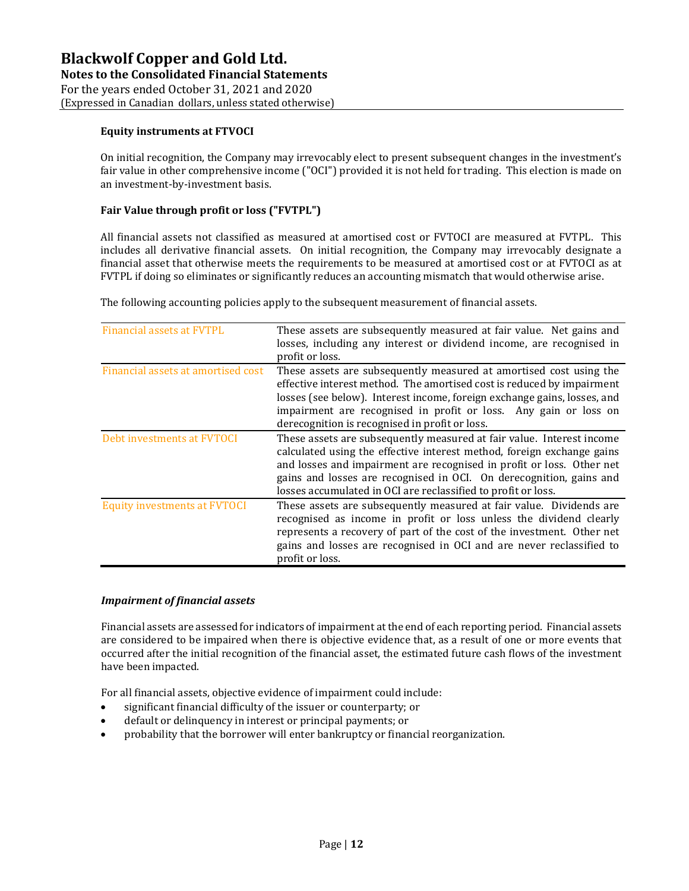**Equity instruments at FTVOCI**

On initial recognition, the Company may irrevocably elect to present subsequent changes in the investment's fair value in other comprehensive income ("OCI") provided it is not held for trading. This election is made on an investment-by-investment basis.

**Fair Value through profit or loss ("FVTPL")**

All financial assets not classified as measured at amortised cost or FVTOCI are measured at FVTPL. This includes all derivative financial assets. On initial recognition, the Company may irrevocably designate a financial asset that otherwise meets the requirements to be measured at amortised cost or at FVTOCI as at FVTPL if doing so eliminates or significantly reduces an accounting mismatch that would otherwise arise.

The following accounting policies apply to the subsequent measurement of financial assets.

| | |
|---|---|
| Financial assets at FVTPL | These assets are subsequently measured at fair value. Net gains and losses, including any interest or dividend income, are recognised in profit or loss. |
| Financial assets at amortised cost | These assets are subsequently measured at amortised cost using the effective interest method. The amortised cost is reduced by impairment losses (see below). Interest income, foreign exchange gains, losses, and impairment are recognised in profit or loss. Any gain or loss on derecognition is recognised in profit or loss. |
| Debt investments at FVTOCI | These assets are subsequently measured at fair value. Interest income calculated using the effective interest method, foreign exchange gains and losses and impairment are recognised in profit or loss. Other net gains and losses are recognised in OCI. On derecognition, gains and losses accumulated in OCI are reclassified to profit or loss. |
| Equity investments at FVTOCI | These assets are subsequently measured at fair value. Dividends are recognised as income in profit or loss unless the dividend clearly represents a recovery of part of the cost of the investment. Other net gains and losses are recognised in OCI and are never reclassified to profit or loss. |

***Impairment of financial assets***

Financial assets are assessed for indicators of impairment at the end of each reporting period. Financial assets are considered to be impaired when there is objective evidence that, as a result of one or more events that occurred after the initial recognition of the financial asset, the estimated future cash flows of the investment have been impacted.

For all financial assets, objective evidence of impairment could include:

- significant financial difficulty of the issuer or counterparty; or
- default or delinquency in interest or principal payments; or
- probability that the borrower will enter bankruptcy or financial reorganization.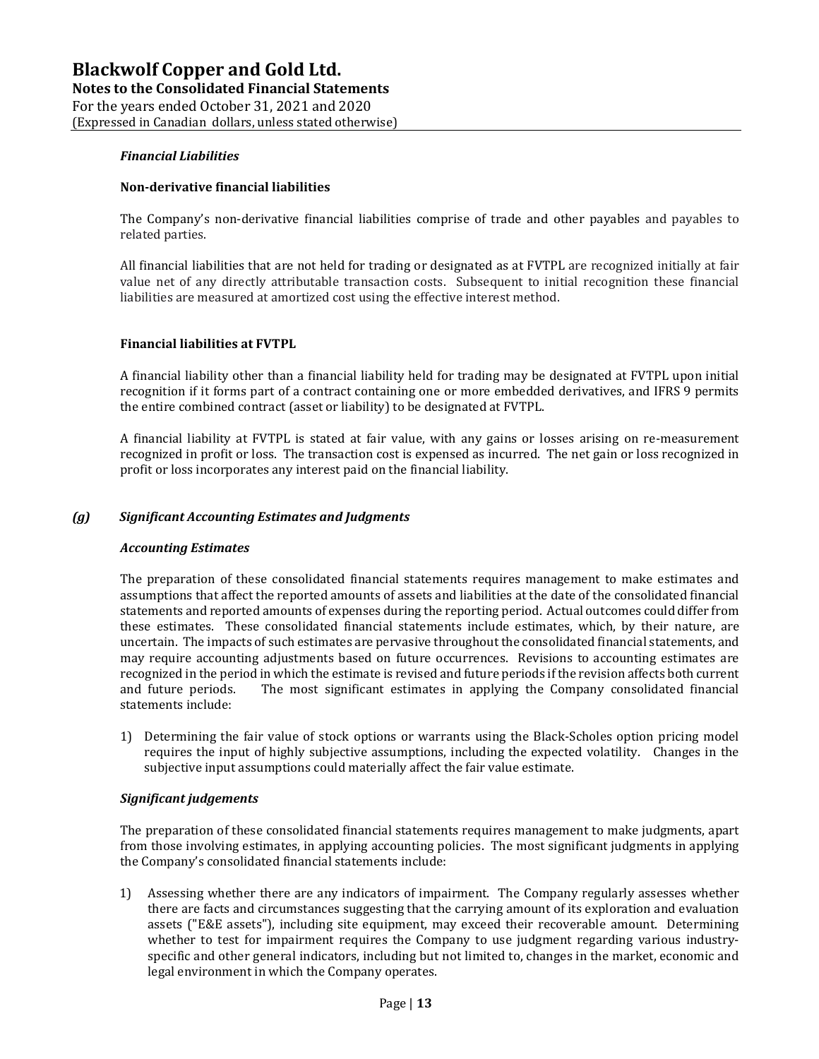***Financial Liabilities***

**Non-derivative financial liabilities**

The Company's non-derivative financial liabilities comprise of trade and other payables and payables to related parties.

All financial liabilities that are not held for trading or designated as at FVTPL are recognized initially at fair value net of any directly attributable transaction costs. Subsequent to initial recognition these financial liabilities are measured at amortized cost using the effective interest method.

**Financial liabilities at FVTPL**

A financial liability other than a financial liability held for trading may be designated at FVTPL upon initial recognition if it forms part of a contract containing one or more embedded derivatives, and IFRS 9 permits the entire combined contract (asset or liability) to be designated at FVTPL.

A financial liability at FVTPL is stated at fair value, with any gains or losses arising on re-measurement recognized in profit or loss. The transaction cost is expensed as incurred. The net gain or loss recognized in profit or loss incorporates any interest paid on the financial liability.

### *(g) Significant Accounting Estimates and Judgments*

***Accounting Estimates***

The preparation of these consolidated financial statements requires management to make estimates and assumptions that affect the reported amounts of assets and liabilities at the date of the consolidated financial statements and reported amounts of expenses during the reporting period. Actual outcomes could differ from these estimates. These consolidated financial statements include estimates, which, by their nature, are uncertain. The impacts of such estimates are pervasive throughout the consolidated financial statements, and may require accounting adjustments based on future occurrences. Revisions to accounting estimates are recognized in the period in which the estimate is revised and future periods if the revision affects both current and future periods. The most significant estimates in applying the Company consolidated financial statements include:

1) Determining the fair value of stock options or warrants using the Black-Scholes option pricing model requires the input of highly subjective assumptions, including the expected volatility. Changes in the subjective input assumptions could materially affect the fair value estimate.

***Significant judgements***

The preparation of these consolidated financial statements requires management to make judgments, apart from those involving estimates, in applying accounting policies. The most significant judgments in applying the Company's consolidated financial statements include:

1) Assessing whether there are any indicators of impairment. The Company regularly assesses whether there are facts and circumstances suggesting that the carrying amount of its exploration and evaluation assets ("E&E assets"), including site equipment, may exceed their recoverable amount. Determining whether to test for impairment requires the Company to use judgment regarding various industry-specific and other general indicators, including but not limited to, changes in the market, economic and legal environment in which the Company operates.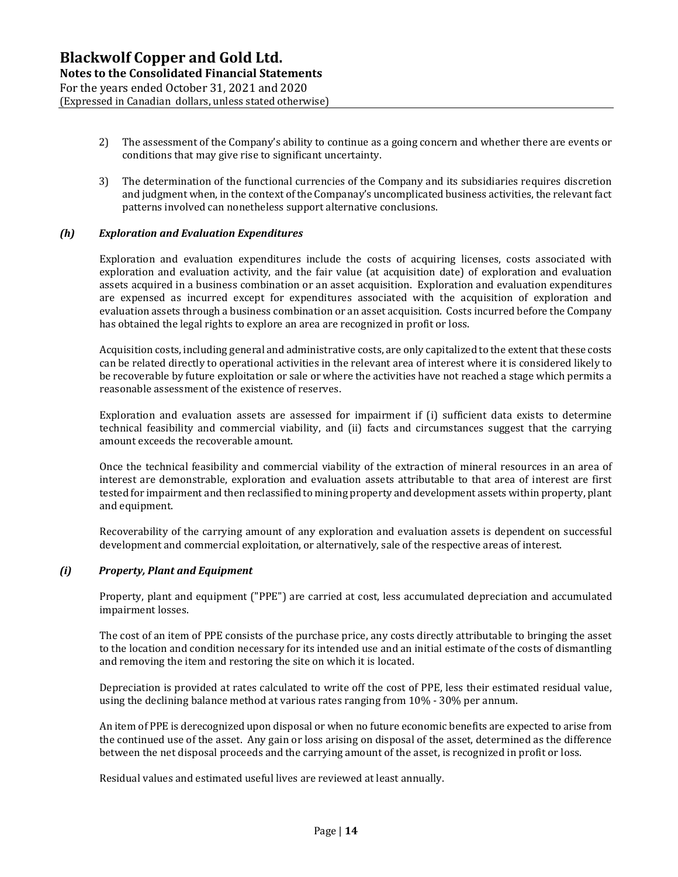2) The assessment of the Company's ability to continue as a going concern and whether there are events or conditions that may give rise to significant uncertainty.

3) The determination of the functional currencies of the Company and its subsidiaries requires discretion and judgment when, in the context of the Companay's uncomplicated business activities, the relevant fact patterns involved can nonetheless support alternative conclusions.

### *(h) Exploration and Evaluation Expenditures*

Exploration and evaluation expenditures include the costs of acquiring licenses, costs associated with exploration and evaluation activity, and the fair value (at acquisition date) of exploration and evaluation assets acquired in a business combination or an asset acquisition. Exploration and evaluation expenditures are expensed as incurred except for expenditures associated with the acquisition of exploration and evaluation assets through a business combination or an asset acquisition. Costs incurred before the Company has obtained the legal rights to explore an area are recognized in profit or loss.

Acquisition costs, including general and administrative costs, are only capitalized to the extent that these costs can be related directly to operational activities in the relevant area of interest where it is considered likely to be recoverable by future exploitation or sale or where the activities have not reached a stage which permits a reasonable assessment of the existence of reserves.

Exploration and evaluation assets are assessed for impairment if (i) sufficient data exists to determine technical feasibility and commercial viability, and (ii) facts and circumstances suggest that the carrying amount exceeds the recoverable amount.

Once the technical feasibility and commercial viability of the extraction of mineral resources in an area of interest are demonstrable, exploration and evaluation assets attributable to that area of interest are first tested for impairment and then reclassified to mining property and development assets within property, plant and equipment.

Recoverability of the carrying amount of any exploration and evaluation assets is dependent on successful development and commercial exploitation, or alternatively, sale of the respective areas of interest.

### *(i) Property, Plant and Equipment*

Property, plant and equipment ("PPE") are carried at cost, less accumulated depreciation and accumulated impairment losses.

The cost of an item of PPE consists of the purchase price, any costs directly attributable to bringing the asset to the location and condition necessary for its intended use and an initial estimate of the costs of dismantling and removing the item and restoring the site on which it is located.

Depreciation is provided at rates calculated to write off the cost of PPE, less their estimated residual value, using the declining balance method at various rates ranging from 10% - 30% per annum.

An item of PPE is derecognized upon disposal or when no future economic benefits are expected to arise from the continued use of the asset. Any gain or loss arising on disposal of the asset, determined as the difference between the net disposal proceeds and the carrying amount of the asset, is recognized in profit or loss.

Residual values and estimated useful lives are reviewed at least annually.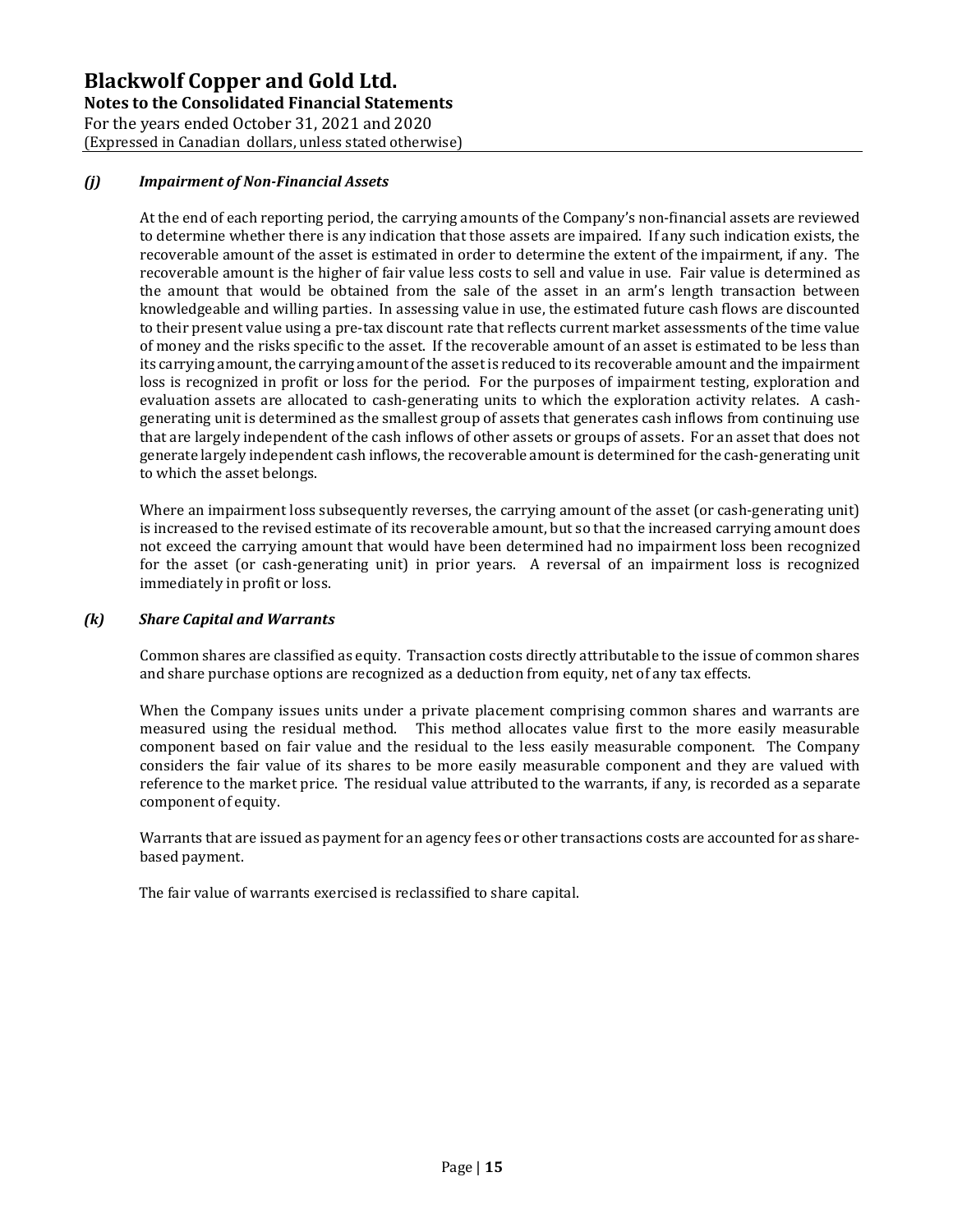### *(j) Impairment of Non-Financial Assets*

At the end of each reporting period, the carrying amounts of the Company's non-financial assets are reviewed to determine whether there is any indication that those assets are impaired. If any such indication exists, the recoverable amount of the asset is estimated in order to determine the extent of the impairment, if any. The recoverable amount is the higher of fair value less costs to sell and value in use. Fair value is determined as the amount that would be obtained from the sale of the asset in an arm's length transaction between knowledgeable and willing parties. In assessing value in use, the estimated future cash flows are discounted to their present value using a pre-tax discount rate that reflects current market assessments of the time value of money and the risks specific to the asset. If the recoverable amount of an asset is estimated to be less than its carrying amount, the carrying amount of the asset is reduced to its recoverable amount and the impairment loss is recognized in profit or loss for the period. For the purposes of impairment testing, exploration and evaluation assets are allocated to cash-generating units to which the exploration activity relates. A cash-generating unit is determined as the smallest group of assets that generates cash inflows from continuing use that are largely independent of the cash inflows of other assets or groups of assets. For an asset that does not generate largely independent cash inflows, the recoverable amount is determined for the cash-generating unit to which the asset belongs.

Where an impairment loss subsequently reverses, the carrying amount of the asset (or cash-generating unit) is increased to the revised estimate of its recoverable amount, but so that the increased carrying amount does not exceed the carrying amount that would have been determined had no impairment loss been recognized for the asset (or cash-generating unit) in prior years. A reversal of an impairment loss is recognized immediately in profit or loss.

### *(k) Share Capital and Warrants*

Common shares are classified as equity. Transaction costs directly attributable to the issue of common shares and share purchase options are recognized as a deduction from equity, net of any tax effects.

When the Company issues units under a private placement comprising common shares and warrants are measured using the residual method. This method allocates value first to the more easily measurable component based on fair value and the residual to the less easily measurable component. The Company considers the fair value of its shares to be more easily measurable component and they are valued with reference to the market price. The residual value attributed to the warrants, if any, is recorded as a separate component of equity.

Warrants that are issued as payment for an agency fees or other transactions costs are accounted for as share-based payment.

The fair value of warrants exercised is reclassified to share capital.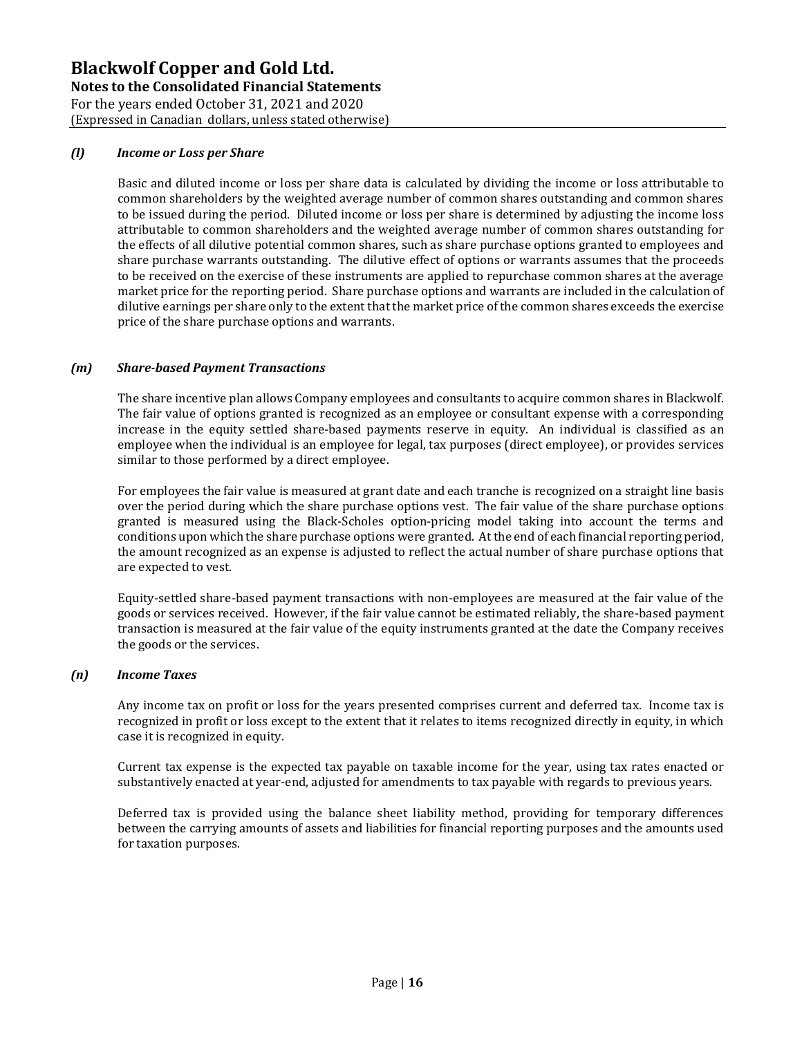### *(l) Income or Loss per Share*

Basic and diluted income or loss per share data is calculated by dividing the income or loss attributable to common shareholders by the weighted average number of common shares outstanding and common shares to be issued during the period. Diluted income or loss per share is determined by adjusting the income loss attributable to common shareholders and the weighted average number of common shares outstanding for the effects of all dilutive potential common shares, such as share purchase options granted to employees and share purchase warrants outstanding. The dilutive effect of options or warrants assumes that the proceeds to be received on the exercise of these instruments are applied to repurchase common shares at the average market price for the reporting period. Share purchase options and warrants are included in the calculation of dilutive earnings per share only to the extent that the market price of the common shares exceeds the exercise price of the share purchase options and warrants.

### *(m) Share-based Payment Transactions*

The share incentive plan allows Company employees and consultants to acquire common shares in Blackwolf. The fair value of options granted is recognized as an employee or consultant expense with a corresponding increase in the equity settled share-based payments reserve in equity. An individual is classified as an employee when the individual is an employee for legal, tax purposes (direct employee), or provides services similar to those performed by a direct employee.

For employees the fair value is measured at grant date and each tranche is recognized on a straight line basis over the period during which the share purchase options vest. The fair value of the share purchase options granted is measured using the Black-Scholes option-pricing model taking into account the terms and conditions upon which the share purchase options were granted. At the end of each financial reporting period, the amount recognized as an expense is adjusted to reflect the actual number of share purchase options that are expected to vest.

Equity-settled share-based payment transactions with non-employees are measured at the fair value of the goods or services received. However, if the fair value cannot be estimated reliably, the share-based payment transaction is measured at the fair value of the equity instruments granted at the date the Company receives the goods or the services.

### *(n) Income Taxes*

Any income tax on profit or loss for the years presented comprises current and deferred tax. Income tax is recognized in profit or loss except to the extent that it relates to items recognized directly in equity, in which case it is recognized in equity.

Current tax expense is the expected tax payable on taxable income for the year, using tax rates enacted or substantively enacted at year-end, adjusted for amendments to tax payable with regards to previous years.

Deferred tax is provided using the balance sheet liability method, providing for temporary differences between the carrying amounts of assets and liabilities for financial reporting purposes and the amounts used for taxation purposes.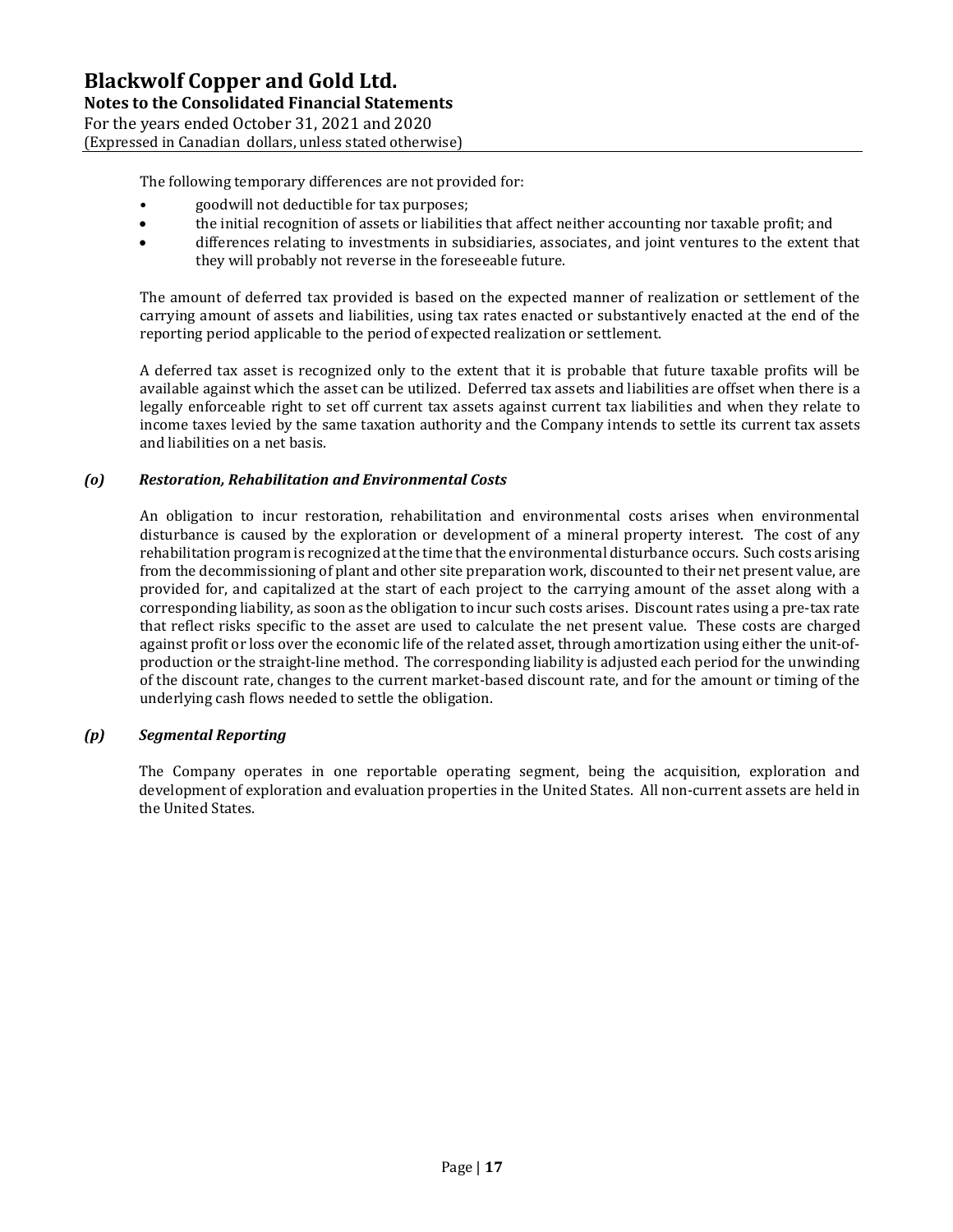The following temporary differences are not provided for:

- goodwill not deductible for tax purposes;
- the initial recognition of assets or liabilities that affect neither accounting nor taxable profit; and
- differences relating to investments in subsidiaries, associates, and joint ventures to the extent that they will probably not reverse in the foreseeable future.

The amount of deferred tax provided is based on the expected manner of realization or settlement of the carrying amount of assets and liabilities, using tax rates enacted or substantively enacted at the end of the reporting period applicable to the period of expected realization or settlement.

A deferred tax asset is recognized only to the extent that it is probable that future taxable profits will be available against which the asset can be utilized. Deferred tax assets and liabilities are offset when there is a legally enforceable right to set off current tax assets against current tax liabilities and when they relate to income taxes levied by the same taxation authority and the Company intends to settle its current tax assets and liabilities on a net basis.

### *(o) Restoration, Rehabilitation and Environmental Costs*

An obligation to incur restoration, rehabilitation and environmental costs arises when environmental disturbance is caused by the exploration or development of a mineral property interest. The cost of any rehabilitation program is recognized at the time that the environmental disturbance occurs. Such costs arising from the decommissioning of plant and other site preparation work, discounted to their net present value, are provided for, and capitalized at the start of each project to the carrying amount of the asset along with a corresponding liability, as soon as the obligation to incur such costs arises. Discount rates using a pre-tax rate that reflect risks specific to the asset are used to calculate the net present value. These costs are charged against profit or loss over the economic life of the related asset, through amortization using either the unit-of-production or the straight-line method. The corresponding liability is adjusted each period for the unwinding of the discount rate, changes to the current market-based discount rate, and for the amount or timing of the underlying cash flows needed to settle the obligation.

### *(p) Segmental Reporting*

The Company operates in one reportable operating segment, being the acquisition, exploration and development of exploration and evaluation properties in the United States. All non-current assets are held in the United States.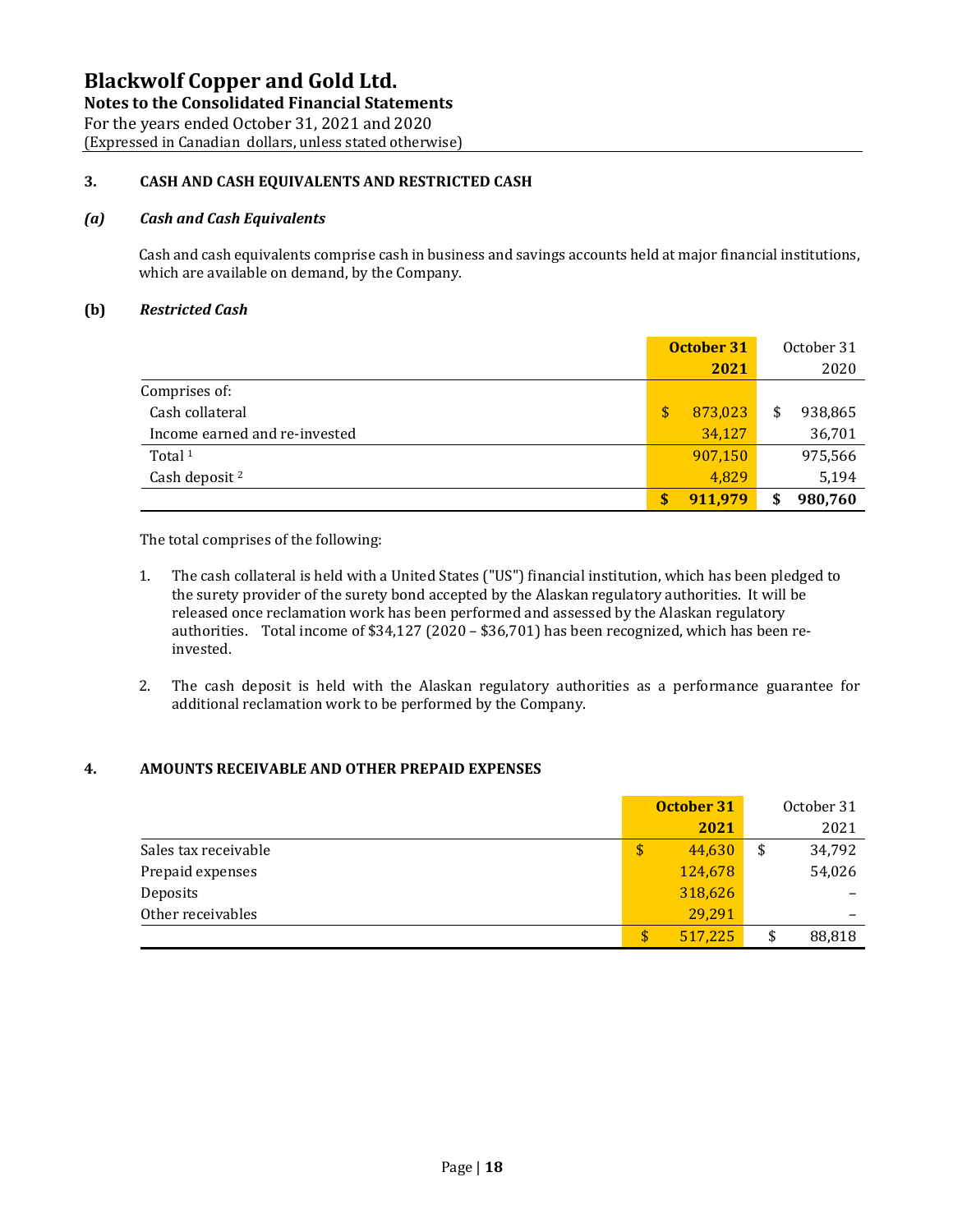## 3. CASH AND CASH EQUIVALENTS AND RESTRICTED CASH

### *(a) Cash and Cash Equivalents*

Cash and cash equivalents comprise cash in business and savings accounts held at major financial institutions, which are available on demand, by the Company.

### (b) *Restricted Cash*

| | October 31 2021 | October 31 2020 |
|---|---|---|
| Comprises of: | | |
| Cash collateral | $ 873,023 | $ 938,865 |
| Income earned and re-invested | 34,127 | 36,701 |
| Total [1] | 907,150 | 975,566 |
| Cash deposit [2] | 4,829 | 5,194 |
| | **$ 911,979** | **$ 980,760** |

The total comprises of the following:

1. The cash collateral is held with a United States ("US") financial institution, which has been pledged to the surety provider of the surety bond accepted by the Alaskan regulatory authorities. It will be released once reclamation work has been performed and assessed by the Alaskan regulatory authorities. Total income of $34,127 (2020 – $36,701) has been recognized, which has been re-invested.

2. The cash deposit is held with the Alaskan regulatory authorities as a performance guarantee for additional reclamation work to be performed by the Company.

## 4. AMOUNTS RECEIVABLE AND OTHER PREPAID EXPENSES

| | October 31 2021 | October 31 2021 |
|---|---|---|
| Sales tax receivable | $ 44,630 | $ 34,792 |
| Prepaid expenses | 124,678 | 54,026 |
| Deposits | 318,626 | – |
| Other receivables | 29,291 | – |
| | $ 517,225 | $ 88,818 |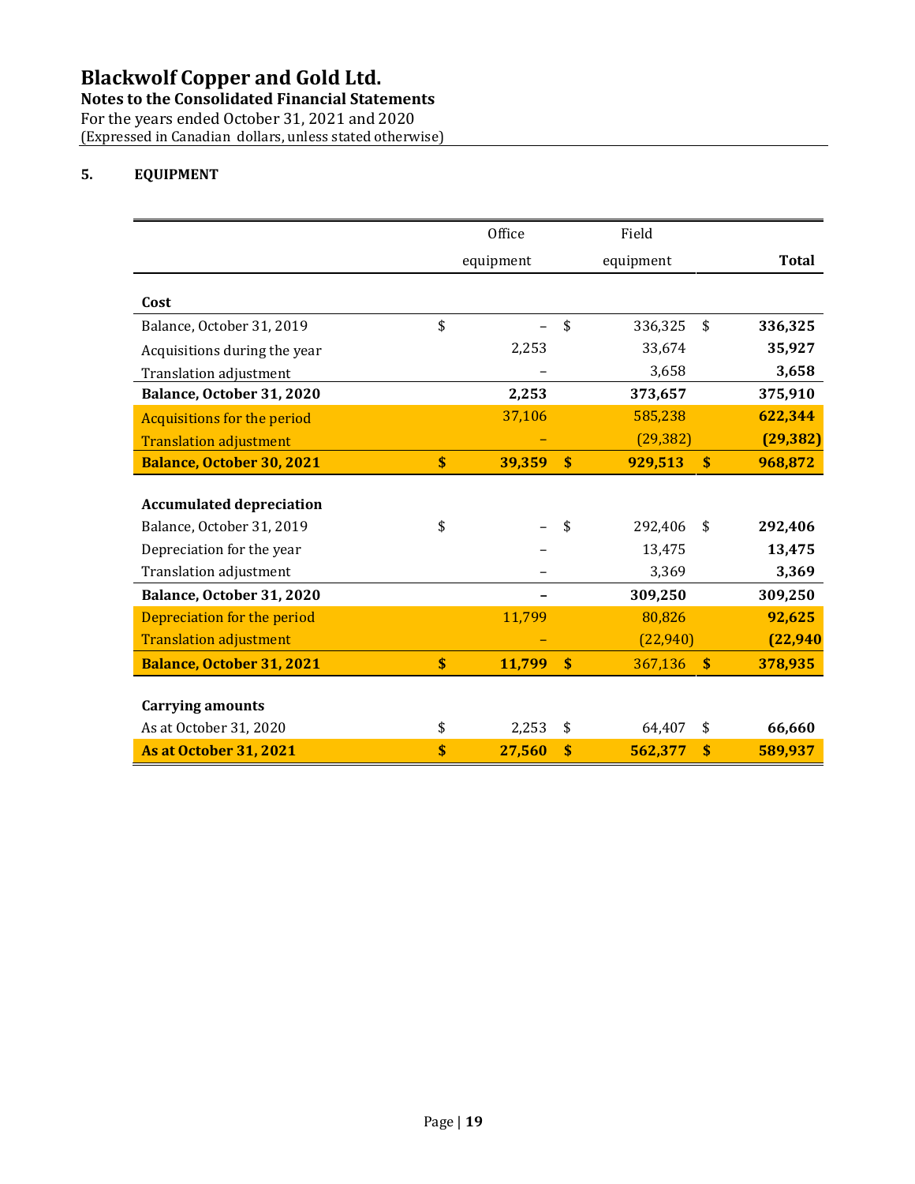## 5. EQUIPMENT

| | Office equipment | Field equipment | **Total** |
|---|---|---|---|
| **Cost** | | | |
| Balance, October 31, 2019 | $ – | $ 336,325 | $ **336,325** |
| Acquisitions during the year | 2,253 | 33,674 | **35,927** |
| Translation adjustment | – | 3,658 | **3,658** |
| **Balance, October 31, 2020** | **2,253** | **373,657** | **375,910** |
| Acquisitions for the period | 37,106 | 585,238 | **622,344** |
| Translation adjustment | – | (29,382) | **(29,382)** |
| **Balance, October 30, 2021** | **$ 39,359** | **$ 929,513** | **$ 968,872** |
| | | | |
| **Accumulated depreciation** | | | |
| Balance, October 31, 2019 | $ – | $ 292,406 | $ **292,406** |
| Depreciation for the year | – | 13,475 | **13,475** |
| Translation adjustment | – | 3,369 | **3,369** |
| **Balance, October 31, 2020** | **–** | **309,250** | **309,250** |
| Depreciation for the period | 11,799 | 80,826 | **92,625** |
| Translation adjustment | – | (22,940) | **(22,940** |
| **Balance, October 31, 2021** | **$ 11,799** | **$** 367,136 | **$ 378,935** |
| | | | |
| **Carrying amounts** | | | |
| As at October 31, 2020 | $ 2,253 | $ 64,407 | $ **66,660** |
| **As at October 31, 2021** | **$ 27,560** | **$ 562,377** | **$ 589,937** |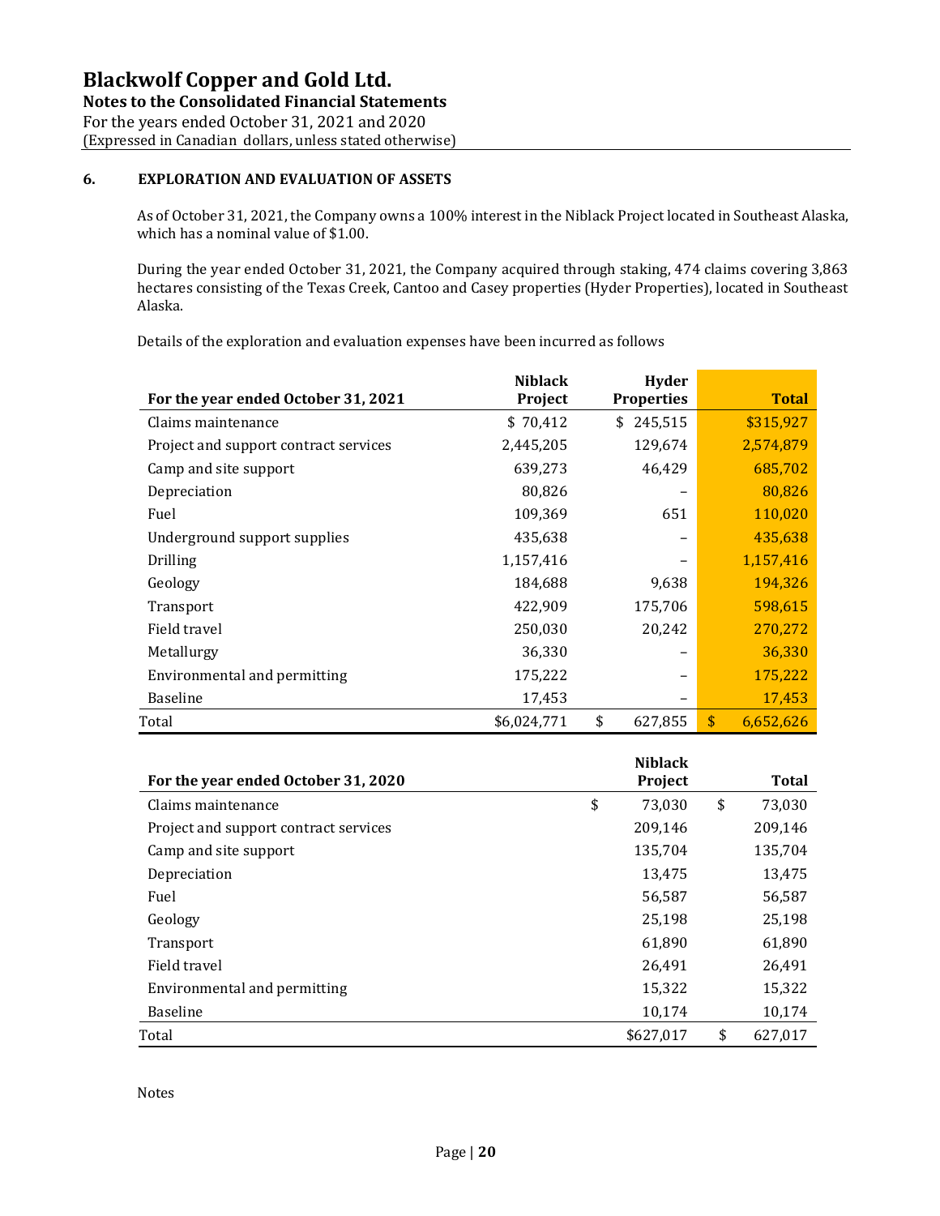## 6. EXPLORATION AND EVALUATION OF ASSETS

As of October 31, 2021, the Company owns a 100% interest in the Niblack Project located in Southeast Alaska, which has a nominal value of $1.00.

During the year ended October 31, 2021, the Company acquired through staking, 474 claims covering 3,863 hectares consisting of the Texas Creek, Cantoo and Casey properties (Hyder Properties), located in Southeast Alaska.

Details of the exploration and evaluation expenses have been incurred as follows

| For the year ended October 31, 2021 | Niblack Project | Hyder Properties | Total |
|---|---|---|---|
| Claims maintenance | $ 70,412 | $ 245,515 | $315,927 |
| Project and support contract services | 2,445,205 | 129,674 | 2,574,879 |
| Camp and site support | 639,273 | 46,429 | 685,702 |
| Depreciation | 80,826 | – | 80,826 |
| Fuel | 109,369 | 651 | 110,020 |
| Underground support supplies | 435,638 | – | 435,638 |
| Drilling | 1,157,416 | – | 1,157,416 |
| Geology | 184,688 | 9,638 | 194,326 |
| Transport | 422,909 | 175,706 | 598,615 |
| Field travel | 250,030 | 20,242 | 270,272 |
| Metallurgy | 36,330 | – | 36,330 |
| Environmental and permitting | 175,222 | – | 175,222 |
| Baseline | 17,453 | – | 17,453 |
| Total | $6,024,771 | $ 627,855 | $ 6,652,626 |

| For the year ended October 31, 2020 | Niblack Project | Total |
|---|---|---|
| Claims maintenance | $ 73,030 | $ 73,030 |
| Project and support contract services | 209,146 | 209,146 |
| Camp and site support | 135,704 | 135,704 |
| Depreciation | 13,475 | 13,475 |
| Fuel | 56,587 | 56,587 |
| Geology | 25,198 | 25,198 |
| Transport | 61,890 | 61,890 |
| Field travel | 26,491 | 26,491 |
| Environmental and permitting | 15,322 | 15,322 |
| Baseline | 10,174 | 10,174 |
| Total | $627,017 | $ 627,017 |

Notes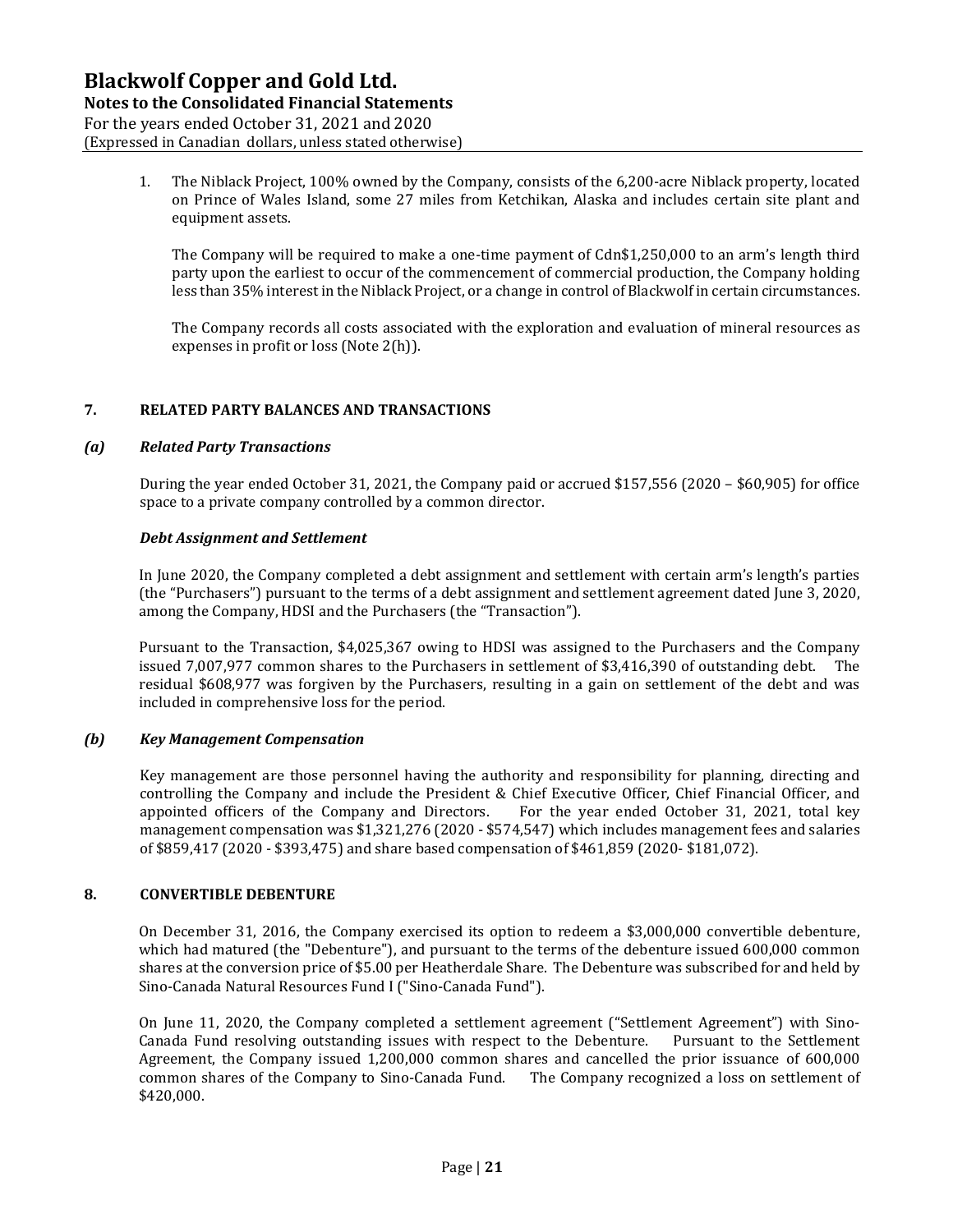1. The Niblack Project, 100% owned by the Company, consists of the 6,200-acre Niblack property, located on Prince of Wales Island, some 27 miles from Ketchikan, Alaska and includes certain site plant and equipment assets.

   The Company will be required to make a one-time payment of Cdn$1,250,000 to an arm's length third party upon the earliest to occur of the commencement of commercial production, the Company holding less than 35% interest in the Niblack Project, or a change in control of Blackwolf in certain circumstances.

   The Company records all costs associated with the exploration and evaluation of mineral resources as expenses in profit or loss (Note 2(h)).

## 7. RELATED PARTY BALANCES AND TRANSACTIONS

### *(a) Related Party Transactions*

During the year ended October 31, 2021, the Company paid or accrued $157,556 (2020 – $60,905) for office space to a private company controlled by a common director.

***Debt Assignment and Settlement***

In June 2020, the Company completed a debt assignment and settlement with certain arm's length's parties (the "Purchasers") pursuant to the terms of a debt assignment and settlement agreement dated June 3, 2020, among the Company, HDSI and the Purchasers (the "Transaction").

Pursuant to the Transaction, $4,025,367 owing to HDSI was assigned to the Purchasers and the Company issued 7,007,977 common shares to the Purchasers in settlement of $3,416,390 of outstanding debt. The residual $608,977 was forgiven by the Purchasers, resulting in a gain on settlement of the debt and was included in comprehensive loss for the period.

### *(b) Key Management Compensation*

Key management are those personnel having the authority and responsibility for planning, directing and controlling the Company and include the President & Chief Executive Officer, Chief Financial Officer, and appointed officers of the Company and Directors. For the year ended October 31, 2021, total key management compensation was $1,321,276 (2020 - $574,547) which includes management fees and salaries of $859,417 (2020 - $393,475) and share based compensation of $461,859 (2020- $181,072).

## 8. CONVERTIBLE DEBENTURE

On December 31, 2016, the Company exercised its option to redeem a $3,000,000 convertible debenture, which had matured (the "Debenture"), and pursuant to the terms of the debenture issued 600,000 common shares at the conversion price of $5.00 per Heatherdale Share. The Debenture was subscribed for and held by Sino-Canada Natural Resources Fund I ("Sino-Canada Fund").

On June 11, 2020, the Company completed a settlement agreement ("Settlement Agreement") with Sino-Canada Fund resolving outstanding issues with respect to the Debenture. Pursuant to the Settlement Agreement, the Company issued 1,200,000 common shares and cancelled the prior issuance of 600,000 common shares of the Company to Sino-Canada Fund. The Company recognized a loss on settlement of $420,000.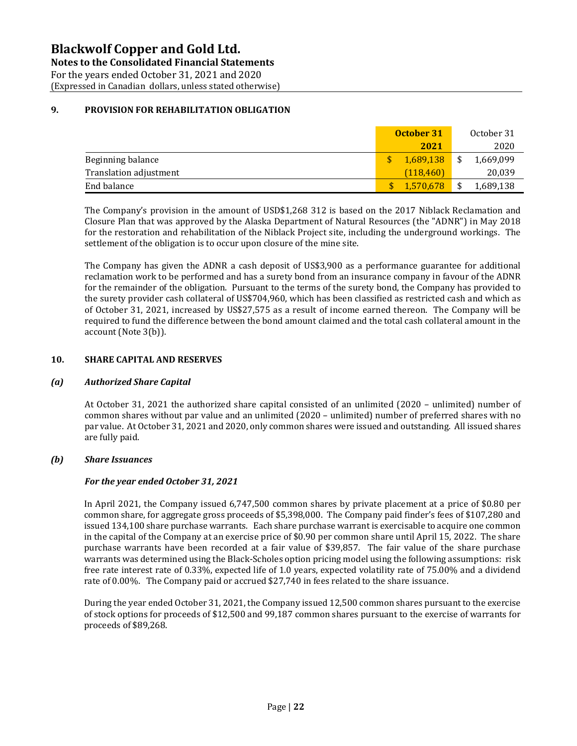## 9. PROVISION FOR REHABILITATION OBLIGATION

| | October 31 2021 | October 31 2020 |
|---|---|---|
| Beginning balance | $ 1,689,138 | $ 1,669,099 |
| Translation adjustment | (118,460) | 20,039 |
| End balance | $ 1,570,678 | $ 1,689,138 |

The Company's provision in the amount of USD$1,268 312 is based on the 2017 Niblack Reclamation and Closure Plan that was approved by the Alaska Department of Natural Resources (the "ADNR") in May 2018 for the restoration and rehabilitation of the Niblack Project site, including the underground workings. The settlement of the obligation is to occur upon closure of the mine site.

The Company has given the ADNR a cash deposit of US$3,900 as a performance guarantee for additional reclamation work to be performed and has a surety bond from an insurance company in favour of the ADNR for the remainder of the obligation. Pursuant to the terms of the surety bond, the Company has provided to the surety provider cash collateral of US$704,960, which has been classified as restricted cash and which as of October 31, 2021, increased by US$27,575 as a result of income earned thereon. The Company will be required to fund the difference between the bond amount claimed and the total cash collateral amount in the account (Note 3(b)).

## 10. SHARE CAPITAL AND RESERVES

### *(a) Authorized Share Capital*

At October 31, 2021 the authorized share capital consisted of an unlimited (2020 – unlimited) number of common shares without par value and an unlimited (2020 – unlimited) number of preferred shares with no par value. At October 31, 2021 and 2020, only common shares were issued and outstanding. All issued shares are fully paid.

### *(b) Share Issuances*

***For the year ended October 31, 2021***

In April 2021, the Company issued 6,747,500 common shares by private placement at a price of $0.80 per common share, for aggregate gross proceeds of $5,398,000. The Company paid finder's fees of $107,280 and issued 134,100 share purchase warrants. Each share purchase warrant is exercisable to acquire one common in the capital of the Company at an exercise price of $0.90 per common share until April 15, 2022. The share purchase warrants have been recorded at a fair value of $39,857. The fair value of the share purchase warrants was determined using the Black-Scholes option pricing model using the following assumptions: risk free rate interest rate of 0.33%, expected life of 1.0 years, expected volatility rate of 75.00% and a dividend rate of 0.00%. The Company paid or accrued $27,740 in fees related to the share issuance.

During the year ended October 31, 2021, the Company issued 12,500 common shares pursuant to the exercise of stock options for proceeds of $12,500 and 99,187 common shares pursuant to the exercise of warrants for proceeds of $89,268.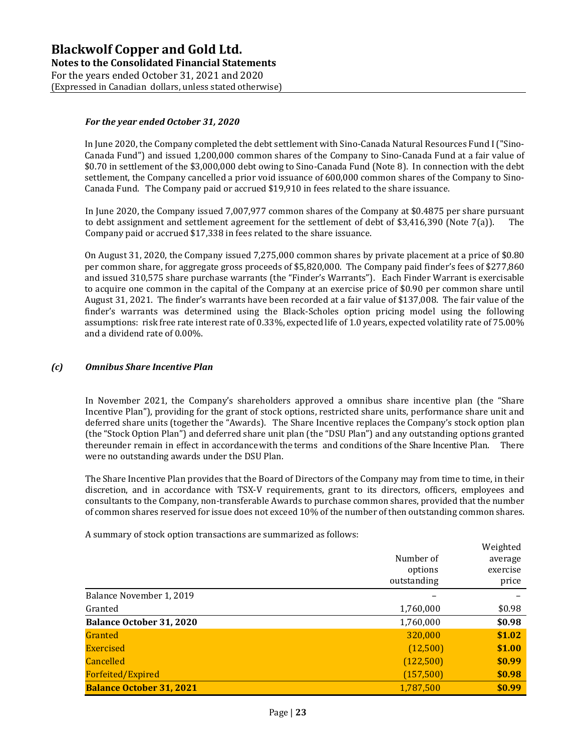***For the year ended October 31, 2020***

In June 2020, the Company completed the debt settlement with Sino-Canada Natural Resources Fund I ("Sino-Canada Fund") and issued 1,200,000 common shares of the Company to Sino-Canada Fund at a fair value of $0.70 in settlement of the $3,000,000 debt owing to Sino-Canada Fund (Note 8). In connection with the debt settlement, the Company cancelled a prior void issuance of 600,000 common shares of the Company to Sino-Canada Fund. The Company paid or accrued $19,910 in fees related to the share issuance.

In June 2020, the Company issued 7,007,977 common shares of the Company at $0.4875 per share pursuant to debt assignment and settlement agreement for the settlement of debt of $3,416,390 (Note 7(a)). The Company paid or accrued $17,338 in fees related to the share issuance.

On August 31, 2020, the Company issued 7,275,000 common shares by private placement at a price of $0.80 per common share, for aggregate gross proceeds of $5,820,000. The Company paid finder's fees of $277,860 and issued 310,575 share purchase warrants (the "Finder's Warrants"). Each Finder Warrant is exercisable to acquire one common in the capital of the Company at an exercise price of $0.90 per common share until August 31, 2021. The finder's warrants have been recorded at a fair value of $137,008. The fair value of the finder's warrants was determined using the Black-Scholes option pricing model using the following assumptions: risk free rate interest rate of 0.33%, expected life of 1.0 years, expected volatility rate of 75.00% and a dividend rate of 0.00%.

### *(c) Omnibus Share Incentive Plan*

In November 2021, the Company's shareholders approved a omnibus share incentive plan (the "Share Incentive Plan"), providing for the grant of stock options, restricted share units, performance share unit and deferred share units (together the "Awards). The Share Incentive replaces the Company's stock option plan (the "Stock Option Plan") and deferred share unit plan (the "DSU Plan") and any outstanding options granted thereunder remain in effect in accordance with the terms and conditions of the Share Incentive Plan. There were no outstanding awards under the DSU Plan.

The Share Incentive Plan provides that the Board of Directors of the Company may from time to time, in their discretion, and in accordance with TSX-V requirements, grant to its directors, officers, employees and consultants to the Company, non-transferable Awards to purchase common shares, provided that the number of common shares reserved for issue does not exceed 10% of the number of then outstanding common shares.

A summary of stock option transactions are summarized as follows:

| | Number of options outstanding | Weighted average exercise price |
|---|---|---|
| Balance November 1, 2019 | – | – |
| Granted | 1,760,000 | $0.98 |
| **Balance October 31, 2020** | 1,760,000 | **$0.98** |
| Granted | 320,000 | **$1.02** |
| Exercised | (12,500) | **$1.00** |
| Cancelled | (122,500) | **$0.99** |
| Forfeited/Expired | (157,500) | **$0.98** |
| **Balance October 31, 2021** | 1,787,500 | **$0.99** |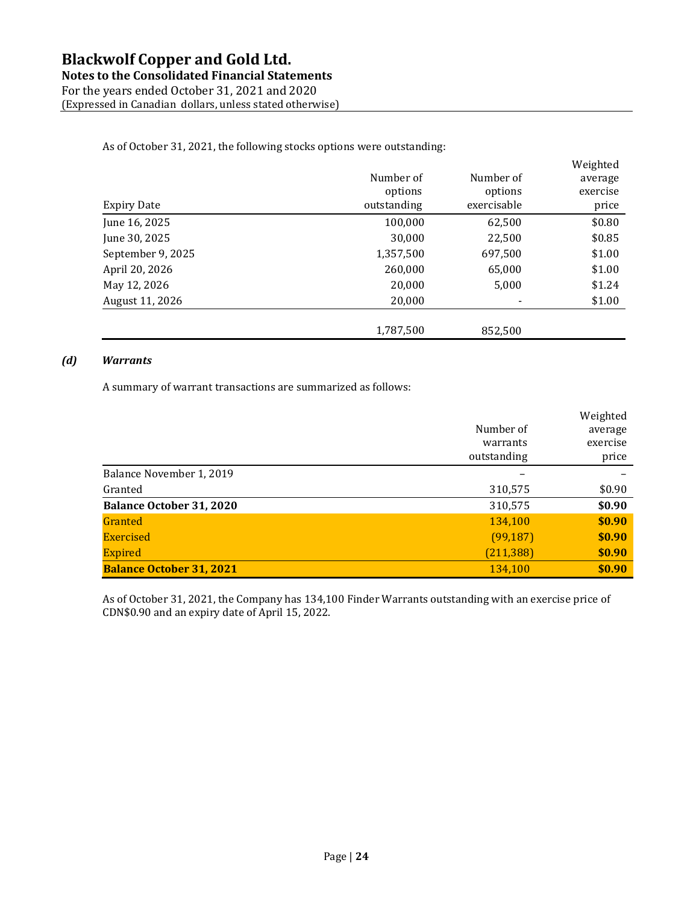As of October 31, 2021, the following stocks options were outstanding:

| Expiry Date | Number of options outstanding | Number of options exercisable | Weighted average exercise price |
|---|---|---|---|
| June 16, 2025 | 100,000 | 62,500 | $0.80 |
| June 30, 2025 | 30,000 | 22,500 | $0.85 |
| September 9, 2025 | 1,357,500 | 697,500 | $1.00 |
| April 20, 2026 | 260,000 | 65,000 | $1.00 |
| May 12, 2026 | 20,000 | 5,000 | $1.24 |
| August 11, 2026 | 20,000 | - | $1.00 |
| | 1,787,500 | 852,500 | |

### *(d) Warrants*

A summary of warrant transactions are summarized as follows:

| | Number of warrants outstanding | Weighted average exercise price |
|---|---|---|
| Balance November 1, 2019 | – | – |
| Granted | 310,575 | $0.90 |
| **Balance October 31, 2020** | 310,575 | **$0.90** |
| Granted | 134,100 | **$0.90** |
| Exercised | (99,187) | **$0.90** |
| Expired | (211,388) | **$0.90** |
| **Balance October 31, 2021** | 134,100 | **$0.90** |

As of October 31, 2021, the Company has 134,100 Finder Warrants outstanding with an exercise price of CDN$0.90 and an expiry date of April 15, 2022.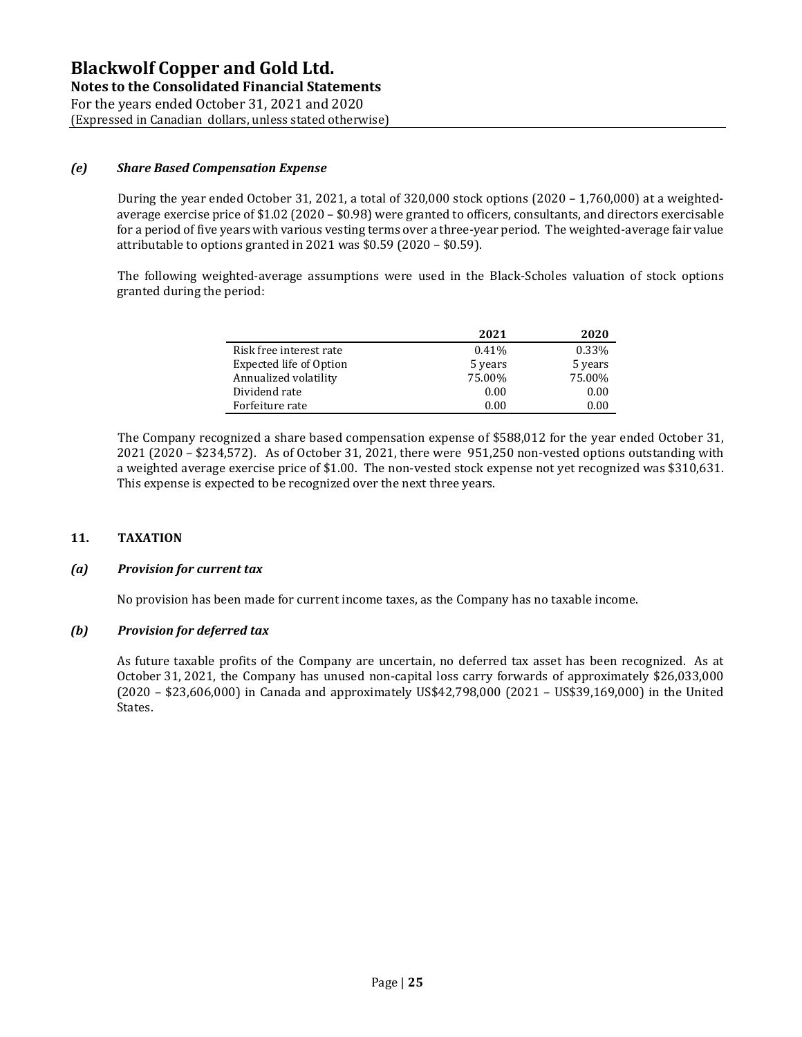### *(e) Share Based Compensation Expense*

During the year ended October 31, 2021, a total of 320,000 stock options (2020 – 1,760,000) at a weighted-average exercise price of $1.02 (2020 – $0.98) were granted to officers, consultants, and directors exercisable for a period of five years with various vesting terms over a three-year period. The weighted-average fair value attributable to options granted in 2021 was $0.59 (2020 – $0.59).

The following weighted-average assumptions were used in the Black-Scholes valuation of stock options granted during the period:

| | 2021 | 2020 |
|---|---|---|
| Risk free interest rate | 0.41% | 0.33% |
| Expected life of Option | 5 years | 5 years |
| Annualized volatility | 75.00% | 75.00% |
| Dividend rate | 0.00 | 0.00 |
| Forfeiture rate | 0.00 | 0.00 |

The Company recognized a share based compensation expense of $588,012 for the year ended October 31, 2021 (2020 – $234,572). As of October 31, 2021, there were 951,250 non-vested options outstanding with a weighted average exercise price of $1.00. The non-vested stock expense not yet recognized was $310,631. This expense is expected to be recognized over the next three years.

## 11. TAXATION

### *(a) Provision for current tax*

No provision has been made for current income taxes, as the Company has no taxable income.

### *(b) Provision for deferred tax*

As future taxable profits of the Company are uncertain, no deferred tax asset has been recognized. As at October 31, 2021, the Company has unused non-capital loss carry forwards of approximately $26,033,000 (2020 – $23,606,000) in Canada and approximately US$42,798,000 (2021 – US$39,169,000) in the United States.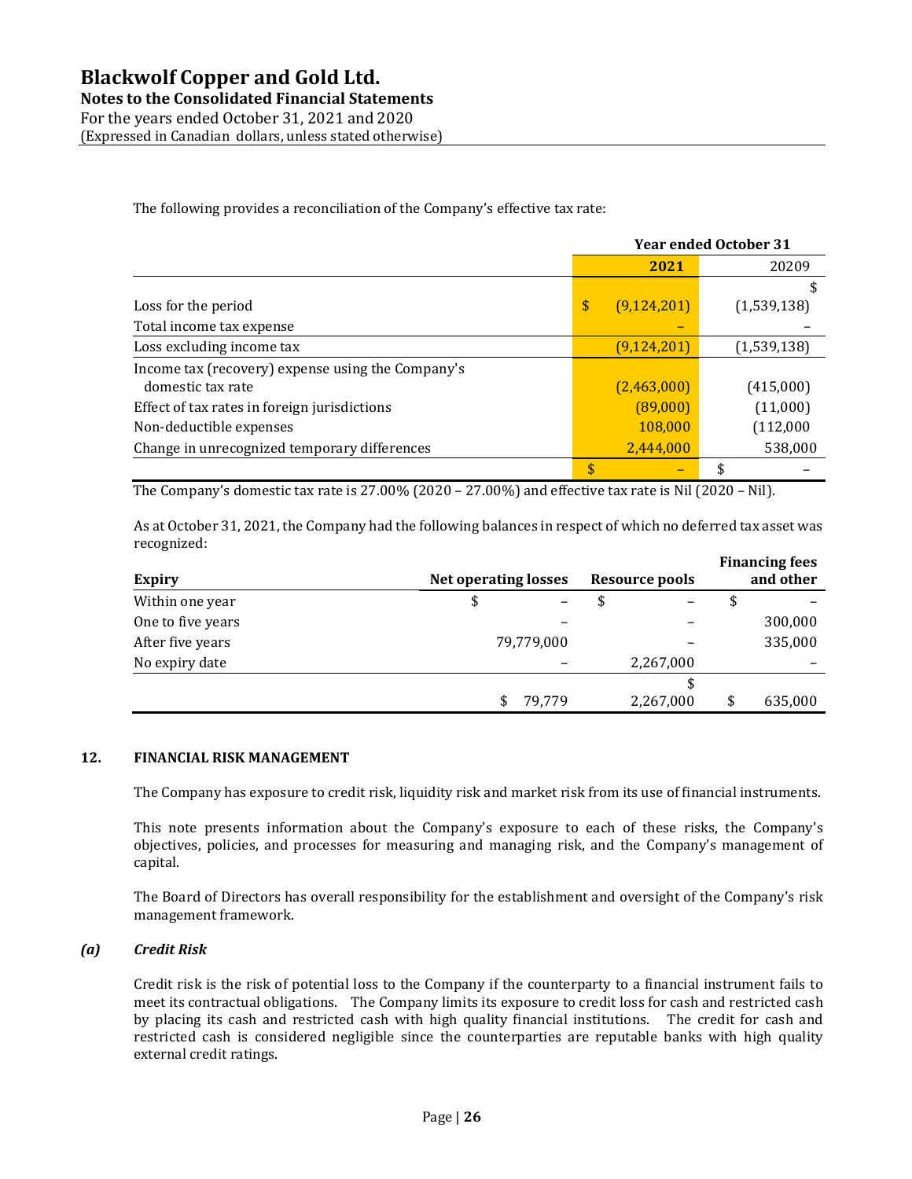The following provides a reconciliation of the Company's effective tax rate:

| | Year ended October 31 | |
|---|---|---|
| | **2021** | 20209 |
| | | $ |
| Loss for the period | $ (9,124,201) | (1,539,138) |
| Total income tax expense | – | – |
| Loss excluding income tax | (9,124,201) | (1,539,138) |
| Income tax (recovery) expense using the Company's domestic tax rate | (2,463,000) | (415,000) |
| Effect of tax rates in foreign jurisdictions | (89,000) | (11,000) |
| Non-deductible expenses | 108,000 | (112,000 |
| Change in unrecognized temporary differences | 2,444,000 | 538,000 |
| | $ – | $ – |

The Company's domestic tax rate is 27.00% (2020 – 27.00%) and effective tax rate is Nil (2020 – Nil).

As at October 31, 2021, the Company had the following balances in respect of which no deferred tax asset was recognized:

| **Expiry** | **Net operating losses** | **Resource pools** | **Financing fees and other** |
|---|---|---|---|
| Within one year | $ – | $ – | $ – |
| One to five years | – | – | 300,000 |
| After five years | 79,779,000 | – | 335,000 |
| No expiry date | – | 2,267,000 | – |
| | $ 79,779 | $ 2,267,000 | $ 635,000 |

## 12. FINANCIAL RISK MANAGEMENT

The Company has exposure to credit risk, liquidity risk and market risk from its use of financial instruments.

This note presents information about the Company's exposure to each of these risks, the Company's objectives, policies, and processes for measuring and managing risk, and the Company's management of capital.

The Board of Directors has overall responsibility for the establishment and oversight of the Company's risk management framework.

### *(a) Credit Risk*

Credit risk is the risk of potential loss to the Company if the counterparty to a financial instrument fails to meet its contractual obligations. The Company limits its exposure to credit loss for cash and restricted cash by placing its cash and restricted cash with high quality financial institutions. The credit for cash and restricted cash is considered negligible since the counterparties are reputable banks with high quality external credit ratings.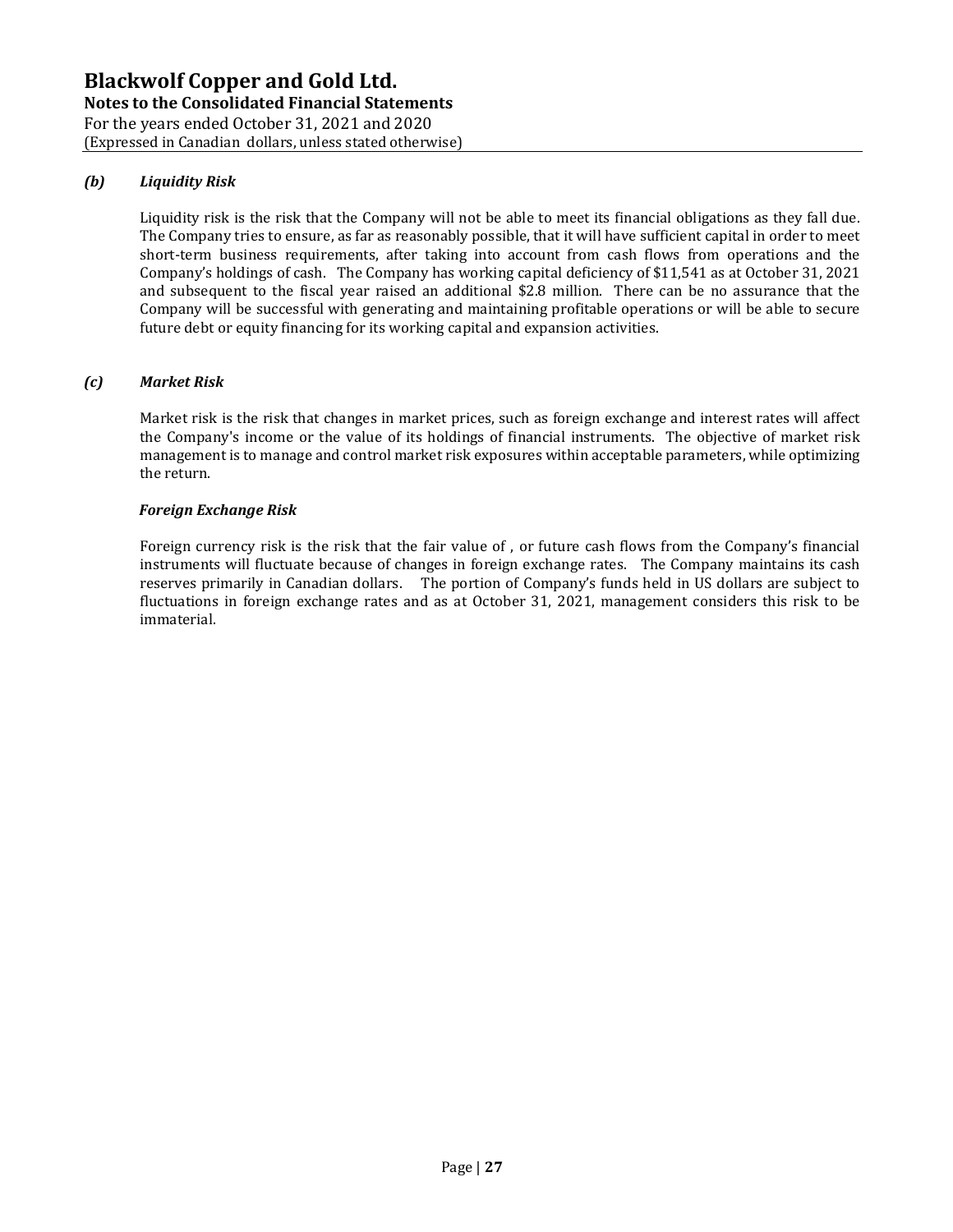### *(b) Liquidity Risk*

Liquidity risk is the risk that the Company will not be able to meet its financial obligations as they fall due. The Company tries to ensure, as far as reasonably possible, that it will have sufficient capital in order to meet short-term business requirements, after taking into account from cash flows from operations and the Company's holdings of cash. The Company has working capital deficiency of $11,541 as at October 31, 2021 and subsequent to the fiscal year raised an additional $2.8 million. There can be no assurance that the Company will be successful with generating and maintaining profitable operations or will be able to secure future debt or equity financing for its working capital and expansion activities.

### *(c) Market Risk*

Market risk is the risk that changes in market prices, such as foreign exchange and interest rates will affect the Company's income or the value of its holdings of financial instruments. The objective of market risk management is to manage and control market risk exposures within acceptable parameters, while optimizing the return.

#### *Foreign Exchange Risk*

Foreign currency risk is the risk that the fair value of , or future cash flows from the Company's financial instruments will fluctuate because of changes in foreign exchange rates. The Company maintains its cash reserves primarily in Canadian dollars. The portion of Company's funds held in US dollars are subject to fluctuations in foreign exchange rates and as at October 31, 2021, management considers this risk to be immaterial.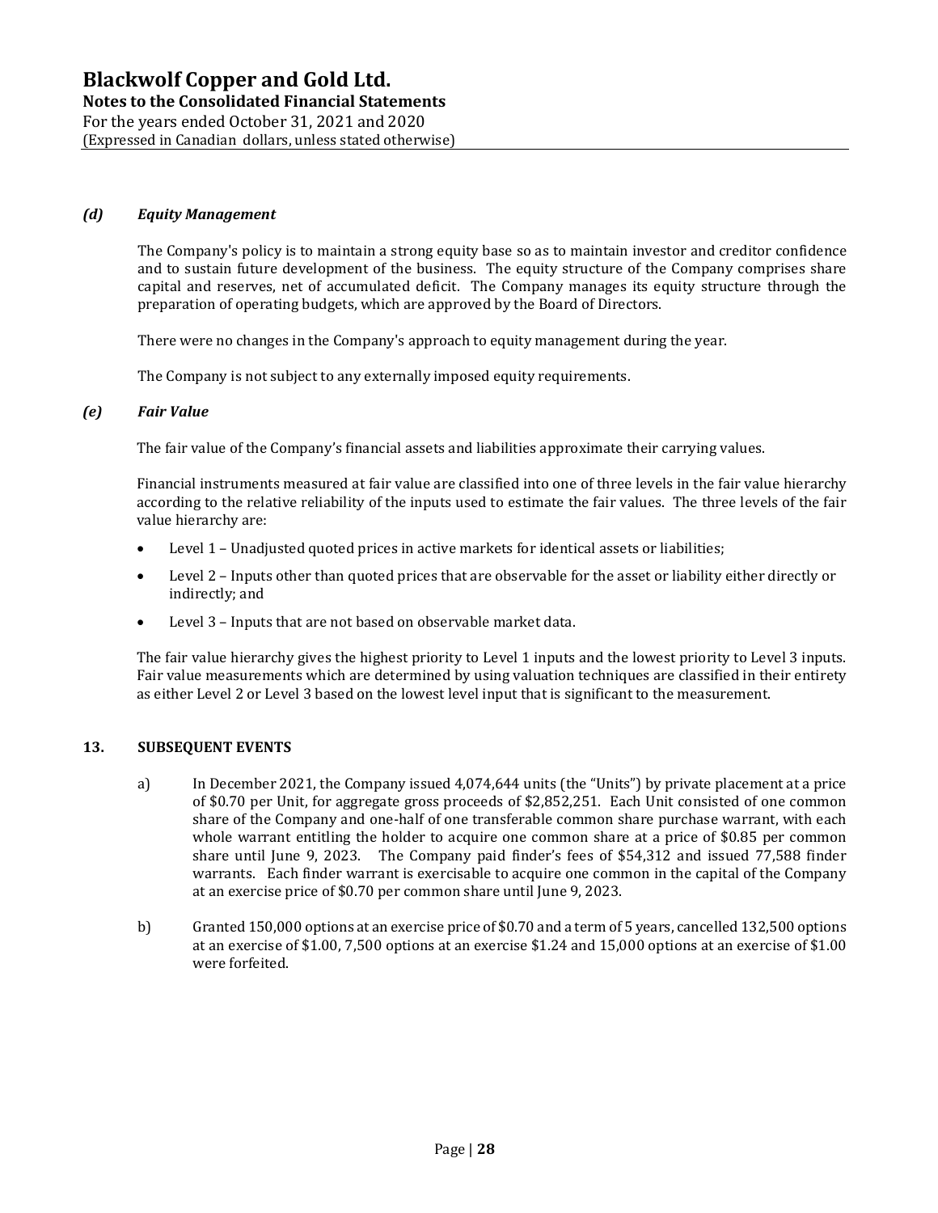### *(d) Equity Management*

The Company's policy is to maintain a strong equity base so as to maintain investor and creditor confidence and to sustain future development of the business. The equity structure of the Company comprises share capital and reserves, net of accumulated deficit. The Company manages its equity structure through the preparation of operating budgets, which are approved by the Board of Directors.

There were no changes in the Company's approach to equity management during the year.

The Company is not subject to any externally imposed equity requirements.

### *(e) Fair Value*

The fair value of the Company's financial assets and liabilities approximate their carrying values.

Financial instruments measured at fair value are classified into one of three levels in the fair value hierarchy according to the relative reliability of the inputs used to estimate the fair values. The three levels of the fair value hierarchy are:

- Level 1 – Unadjusted quoted prices in active markets for identical assets or liabilities;
- Level 2 – Inputs other than quoted prices that are observable for the asset or liability either directly or indirectly; and
- Level 3 – Inputs that are not based on observable market data.

The fair value hierarchy gives the highest priority to Level 1 inputs and the lowest priority to Level 3 inputs. Fair value measurements which are determined by using valuation techniques are classified in their entirety as either Level 2 or Level 3 based on the lowest level input that is significant to the measurement.

## 13. SUBSEQUENT EVENTS

a) In December 2021, the Company issued 4,074,644 units (the "Units") by private placement at a price of $0.70 per Unit, for aggregate gross proceeds of $2,852,251. Each Unit consisted of one common share of the Company and one-half of one transferable common share purchase warrant, with each whole warrant entitling the holder to acquire one common share at a price of $0.85 per common share until June 9, 2023. The Company paid finder's fees of $54,312 and issued 77,588 finder warrants. Each finder warrant is exercisable to acquire one common in the capital of the Company at an exercise price of $0.70 per common share until June 9, 2023.

b) Granted 150,000 options at an exercise price of $0.70 and a term of 5 years, cancelled 132,500 options at an exercise of $1.00, 7,500 options at an exercise $1.24 and 15,000 options at an exercise of $1.00 were forfeited.